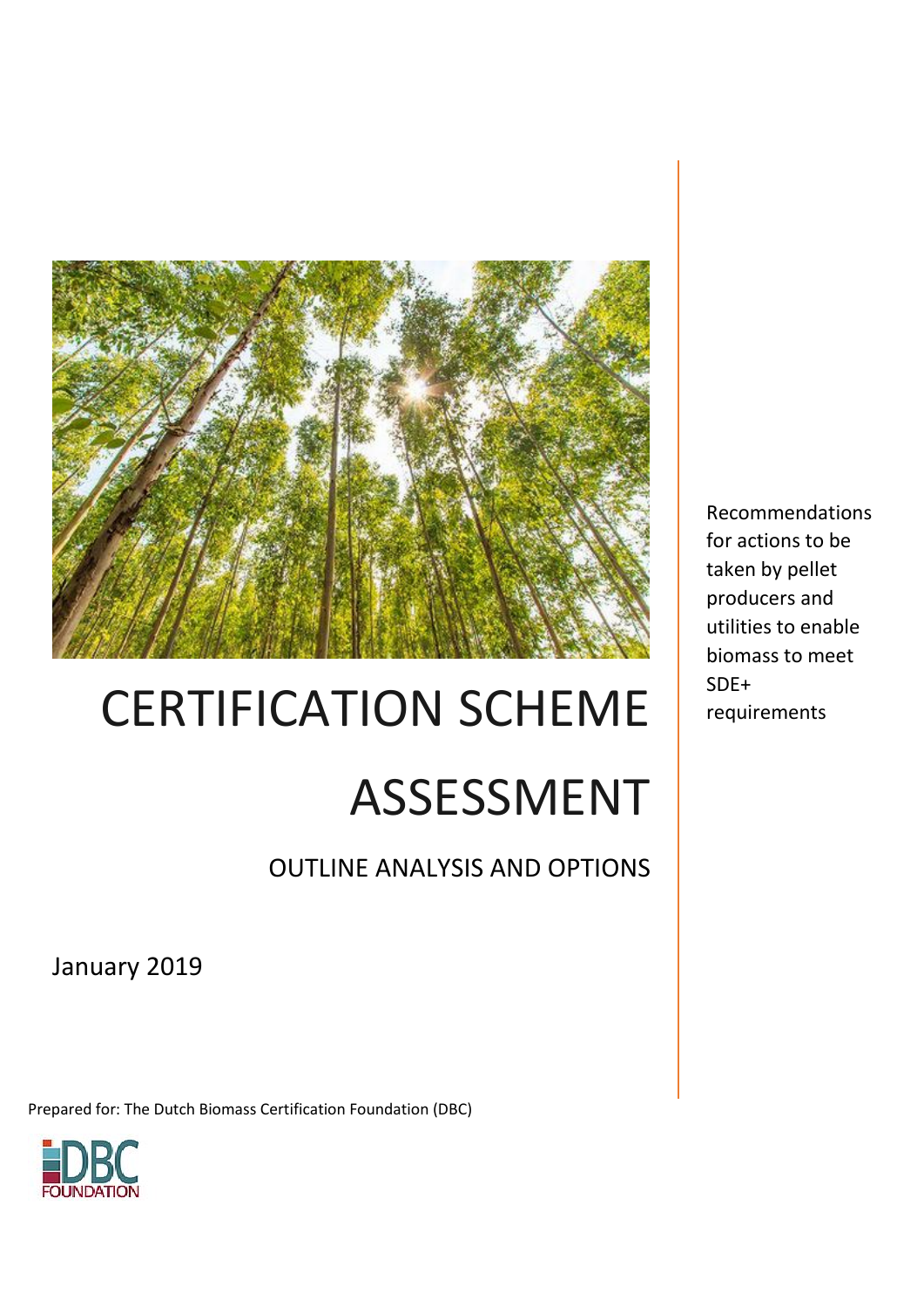# CERTIFICATION SCHEME ASSESSMENT

## OUTLINE ANALYSIS AND OPTIONS

Recommendations for actions to be taken by pellet producers and utilities to enable biomass to meet SDE+ requirements

January 2019

Prepared for: The Dutch Biomass Certification Foundation (DBC)

DBC FOUNDATION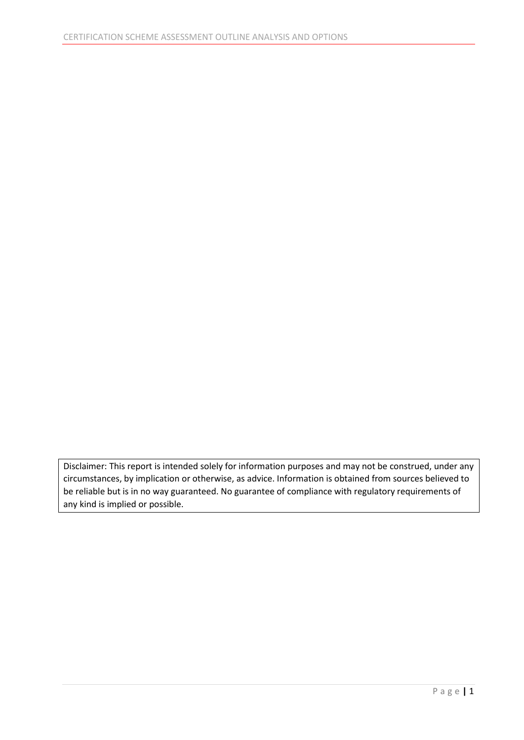Disclaimer: This report is intended solely for information purposes and may not be construed, under any circumstances, by implication or otherwise, as advice. Information is obtained from sources believed to be reliable but is in no way guaranteed. No guarantee of compliance with regulatory requirements of any kind is implied or possible.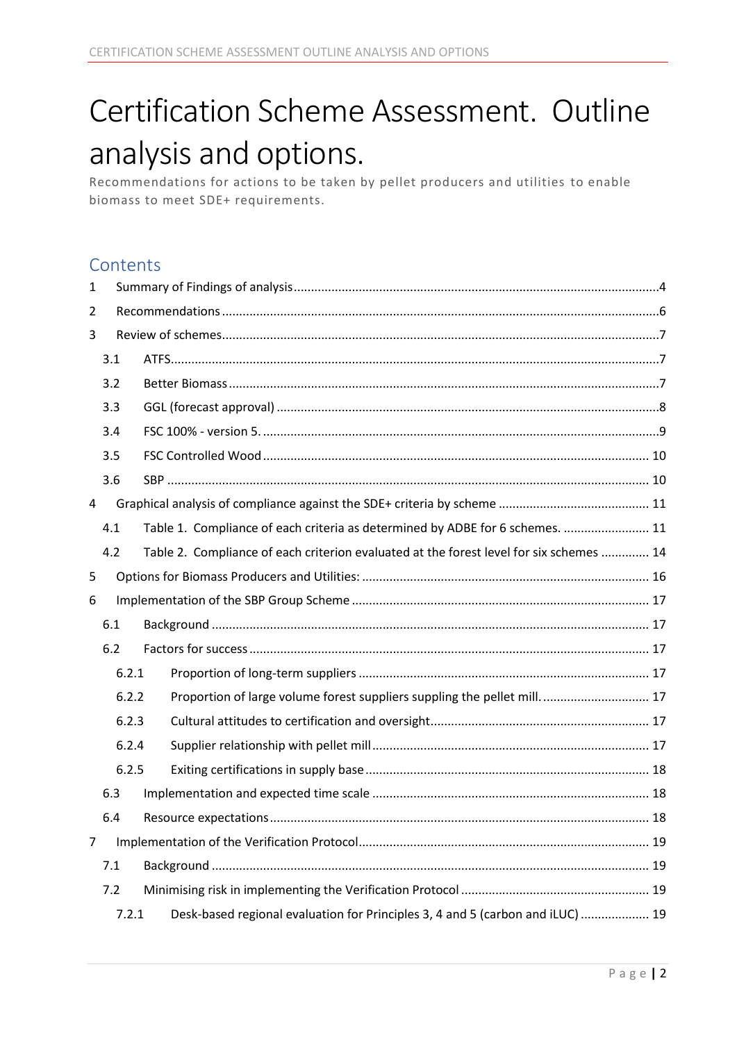# Certification Scheme Assessment. Outline analysis and options.

Recommendations for actions to be taken by pellet producers and utilities to enable biomass to meet SDE+ requirements.

## Contents

1 Summary of Findings of analysis ..... 4
2 Recommendations ..... 6
3 Review of schemes ..... 7
  3.1 ATFS ..... 7
  3.2 Better Biomass ..... 7
  3.3 GGL (forecast approval) ..... 8
  3.4 FSC 100% - version 5. ..... 9
  3.5 FSC Controlled Wood ..... 10
  3.6 SBP ..... 10
4 Graphical analysis of compliance against the SDE+ criteria by scheme ..... 11
  4.1 Table 1. Compliance of each criteria as determined by ADBE for 6 schemes. ..... 11
  4.2 Table 2. Compliance of each criterion evaluated at the forest level for six schemes ..... 14
5 Options for Biomass Producers and Utilities: ..... 16
6 Implementation of the SBP Group Scheme ..... 17
  6.1 Background ..... 17
  6.2 Factors for success ..... 17
    6.2.1 Proportion of long-term suppliers ..... 17
    6.2.2 Proportion of large volume forest suppliers suppling the pellet mill. ..... 17
    6.2.3 Cultural attitudes to certification and oversight ..... 17
    6.2.4 Supplier relationship with pellet mill ..... 17
    6.2.5 Exiting certifications in supply base ..... 18
  6.3 Implementation and expected time scale ..... 18
  6.4 Resource expectations ..... 18
7 Implementation of the Verification Protocol ..... 19
  7.1 Background ..... 19
  7.2 Minimising risk in implementing the Verification Protocol ..... 19
    7.2.1 Desk-based regional evaluation for Principles 3, 4 and 5 (carbon and iLUC) ..... 19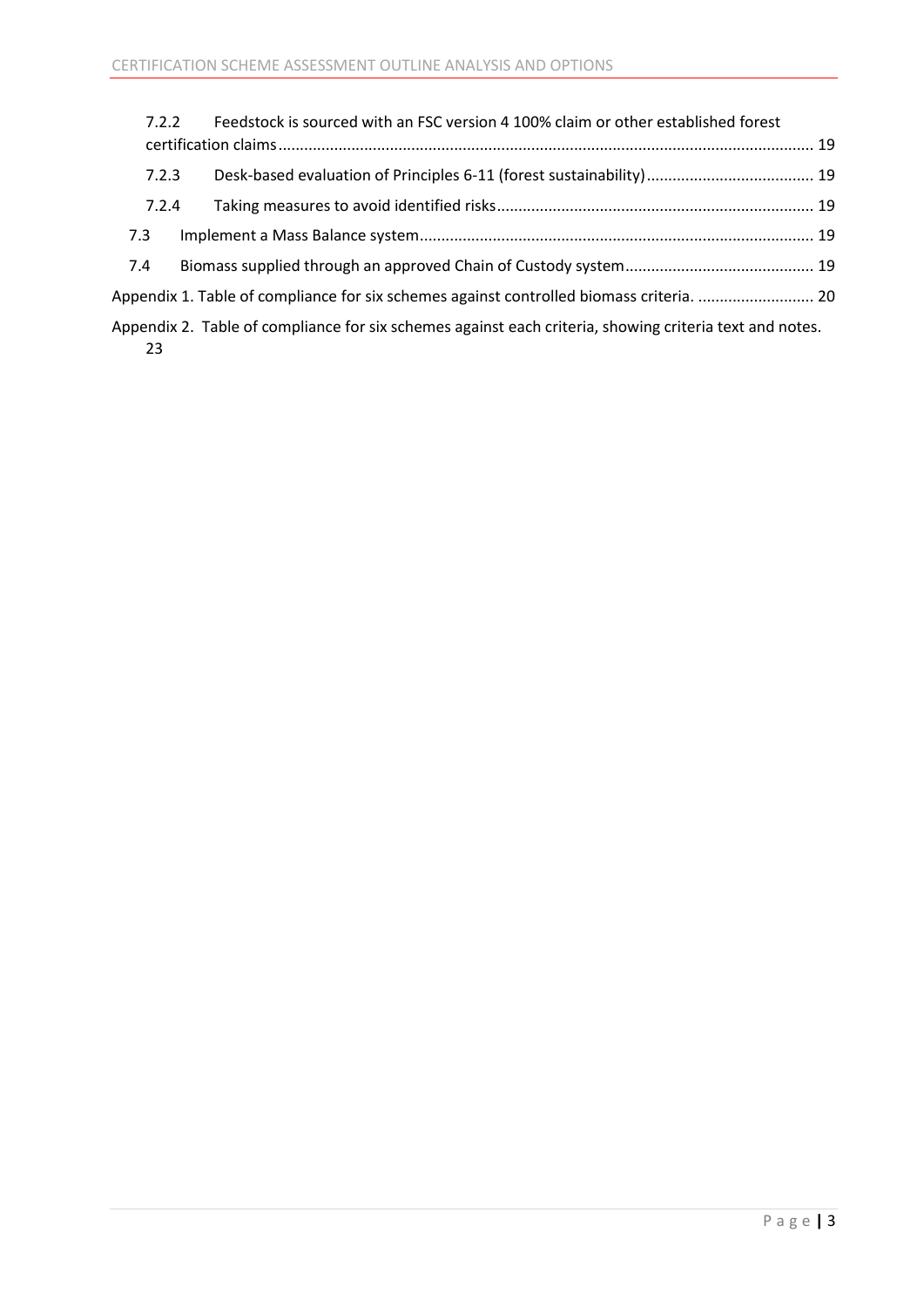7.2.2 Feedstock is sourced with an FSC version 4 100% claim or other established forest certification claims ........................................................................................................................... 19

7.2.3 Desk-based evaluation of Principles 6-11 (forest sustainability) ....................................... 19

7.2.4 Taking measures to avoid identified risks ......................................................................... 19

7.3 Implement a Mass Balance system ........................................................................................... 19

7.4 Biomass supplied through an approved Chain of Custody system ............................................ 19

Appendix 1. Table of compliance for six schemes against controlled biomass criteria. ........................... 20

Appendix 2. Table of compliance for six schemes against each criteria, showing criteria text and notes. 23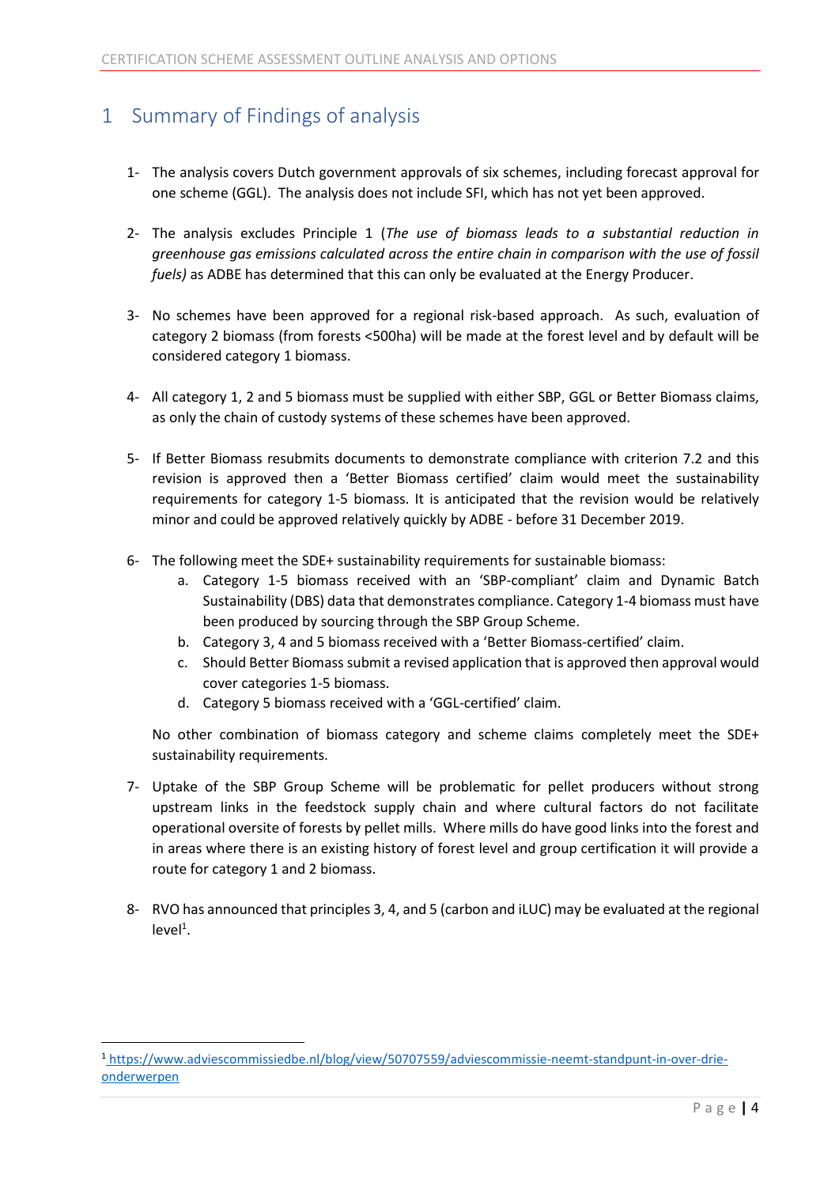# 1 Summary of Findings of analysis

1- The analysis covers Dutch government approvals of six schemes, including forecast approval for one scheme (GGL). The analysis does not include SFI, which has not yet been approved.

2- The analysis excludes Principle 1 (*The use of biomass leads to a substantial reduction in greenhouse gas emissions calculated across the entire chain in comparison with the use of fossil fuels)* as ADBE has determined that this can only be evaluated at the Energy Producer.

3- No schemes have been approved for a regional risk-based approach. As such, evaluation of category 2 biomass (from forests <500ha) will be made at the forest level and by default will be considered category 1 biomass.

4- All category 1, 2 and 5 biomass must be supplied with either SBP, GGL or Better Biomass claims, as only the chain of custody systems of these schemes have been approved.

5- If Better Biomass resubmits documents to demonstrate compliance with criterion 7.2 and this revision is approved then a 'Better Biomass certified' claim would meet the sustainability requirements for category 1-5 biomass. It is anticipated that the revision would be relatively minor and could be approved relatively quickly by ADBE - before 31 December 2019.

6- The following meet the SDE+ sustainability requirements for sustainable biomass:
   a. Category 1-5 biomass received with an 'SBP-compliant' claim and Dynamic Batch Sustainability (DBS) data that demonstrates compliance. Category 1-4 biomass must have been produced by sourcing through the SBP Group Scheme.
   b. Category 3, 4 and 5 biomass received with a 'Better Biomass-certified' claim.
   c. Should Better Biomass submit a revised application that is approved then approval would cover categories 1-5 biomass.
   d. Category 5 biomass received with a 'GGL-certified' claim.

   No other combination of biomass category and scheme claims completely meet the SDE+ sustainability requirements.

7- Uptake of the SBP Group Scheme will be problematic for pellet producers without strong upstream links in the feedstock supply chain and where cultural factors do not facilitate operational oversite of forests by pellet mills. Where mills do have good links into the forest and in areas where there is an existing history of forest level and group certification it will provide a route for category 1 and 2 biomass.

8- RVO has announced that principles 3, 4, and 5 (carbon and iLUC) may be evaluated at the regional level[1].

[1] https://www.adviescommissiedbe.nl/blog/view/50707559/adviescommissie-neemt-standpunt-in-over-drie-onderwerpen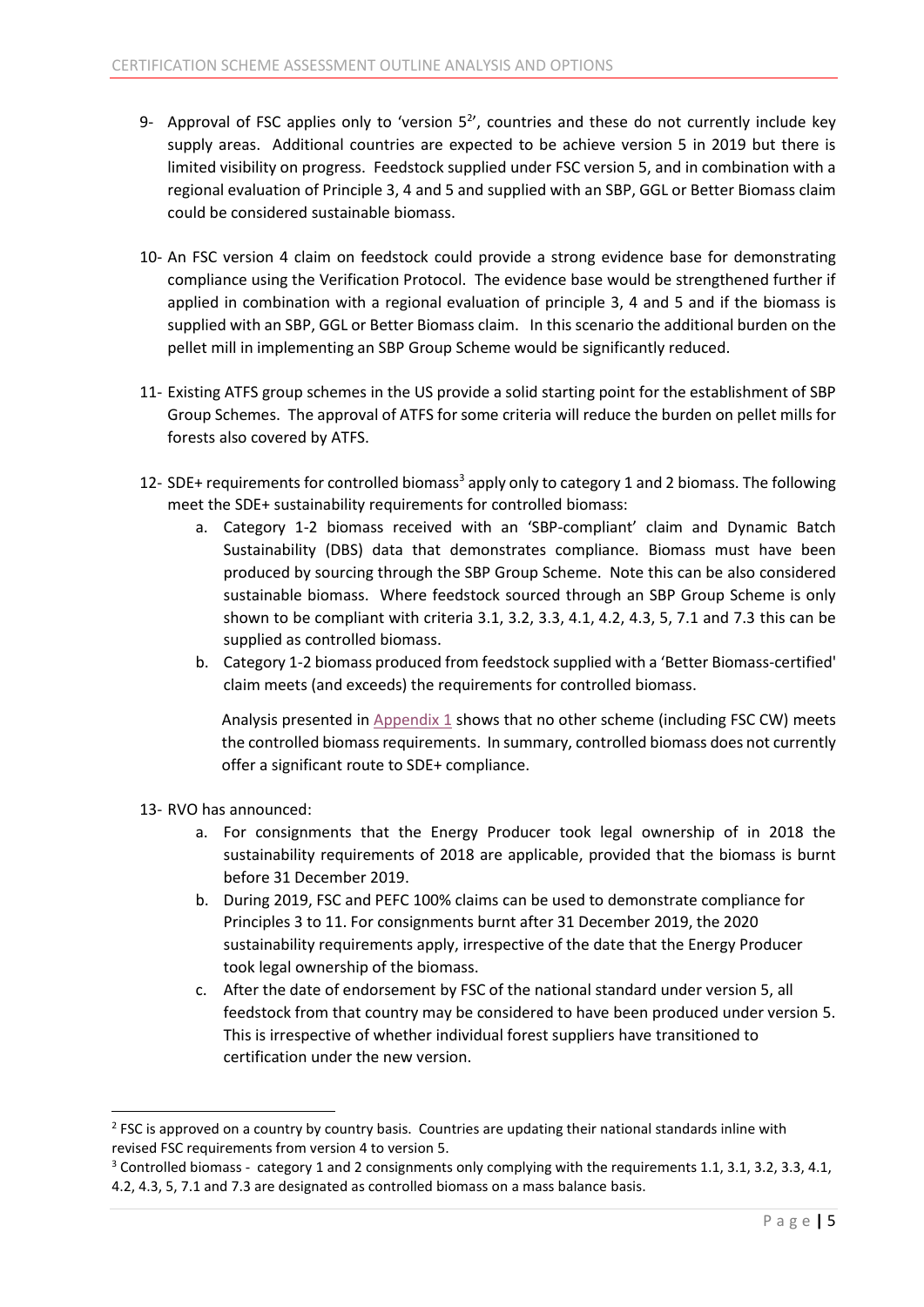9- Approval of FSC applies only to 'version 5[2]', countries and these do not currently include key supply areas. Additional countries are expected to be achieve version 5 in 2019 but there is limited visibility on progress. Feedstock supplied under FSC version 5, and in combination with a regional evaluation of Principle 3, 4 and 5 and supplied with an SBP, GGL or Better Biomass claim could be considered sustainable biomass.

10- An FSC version 4 claim on feedstock could provide a strong evidence base for demonstrating compliance using the Verification Protocol. The evidence base would be strengthened further if applied in combination with a regional evaluation of principle 3, 4 and 5 and if the biomass is supplied with an SBP, GGL or Better Biomass claim. In this scenario the additional burden on the pellet mill in implementing an SBP Group Scheme would be significantly reduced.

11- Existing ATFS group schemes in the US provide a solid starting point for the establishment of SBP Group Schemes. The approval of ATFS for some criteria will reduce the burden on pellet mills for forests also covered by ATFS.

12- SDE+ requirements for controlled biomass[3] apply only to category 1 and 2 biomass. The following meet the SDE+ sustainability requirements for controlled biomass:

   a. Category 1-2 biomass received with an 'SBP-compliant' claim and Dynamic Batch Sustainability (DBS) data that demonstrates compliance. Biomass must have been produced by sourcing through the SBP Group Scheme. Note this can be also considered sustainable biomass. Where feedstock sourced through an SBP Group Scheme is only shown to be compliant with criteria 3.1, 3.2, 3.3, 4.1, 4.2, 4.3, 5, 7.1 and 7.3 this can be supplied as controlled biomass.
   b. Category 1-2 biomass produced from feedstock supplied with a 'Better Biomass-certified' claim meets (and exceeds) the requirements for controlled biomass.

   Analysis presented in Appendix 1 shows that no other scheme (including FSC CW) meets the controlled biomass requirements. In summary, controlled biomass does not currently offer a significant route to SDE+ compliance.

13- RVO has announced:

   a. For consignments that the Energy Producer took legal ownership of in 2018 the sustainability requirements of 2018 are applicable, provided that the biomass is burnt before 31 December 2019.
   b. During 2019, FSC and PEFC 100% claims can be used to demonstrate compliance for Principles 3 to 11. For consignments burnt after 31 December 2019, the 2020 sustainability requirements apply, irrespective of the date that the Energy Producer took legal ownership of the biomass.
   c. After the date of endorsement by FSC of the national standard under version 5, all feedstock from that country may be considered to have been produced under version 5. This is irrespective of whether individual forest suppliers have transitioned to certification under the new version.

---

[2] FSC is approved on a country by country basis. Countries are updating their national standards inline with revised FSC requirements from version 4 to version 5.

[3] Controlled biomass - category 1 and 2 consignments only complying with the requirements 1.1, 3.1, 3.2, 3.3, 4.1, 4.2, 4.3, 5, 7.1 and 7.3 are designated as controlled biomass on a mass balance basis.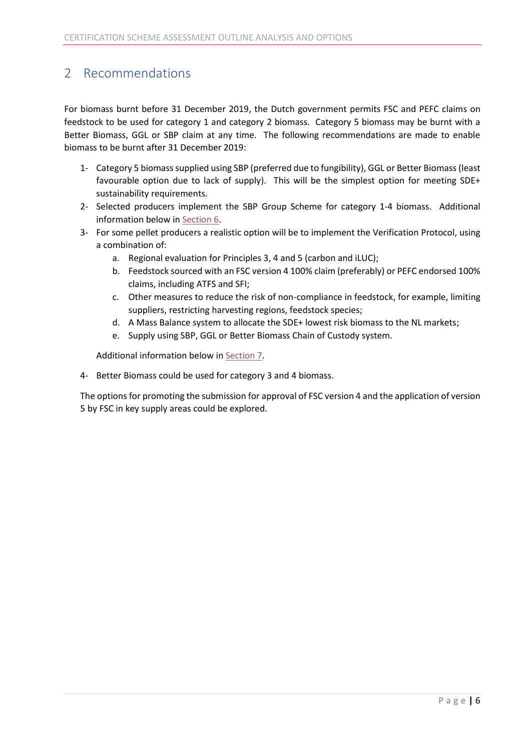# 2 Recommendations

For biomass burnt before 31 December 2019, the Dutch government permits FSC and PEFC claims on feedstock to be used for category 1 and category 2 biomass. Category 5 biomass may be burnt with a Better Biomass, GGL or SBP claim at any time. The following recommendations are made to enable biomass to be burnt after 31 December 2019:

1- Category 5 biomass supplied using SBP (preferred due to fungibility), GGL or Better Biomass (least favourable option due to lack of supply). This will be the simplest option for meeting SDE+ sustainability requirements.

2- Selected producers implement the SBP Group Scheme for category 1-4 biomass. Additional information below in Section 6.

3- For some pellet producers a realistic option will be to implement the Verification Protocol, using a combination of:

   a. Regional evaluation for Principles 3, 4 and 5 (carbon and iLUC);
   b. Feedstock sourced with an FSC version 4 100% claim (preferably) or PEFC endorsed 100% claims, including ATFS and SFI;
   c. Other measures to reduce the risk of non-compliance in feedstock, for example, limiting suppliers, restricting harvesting regions, feedstock species;
   d. A Mass Balance system to allocate the SDE+ lowest risk biomass to the NL markets;
   e. Supply using SBP, GGL or Better Biomass Chain of Custody system.

   Additional information below in Section 7.

4- Better Biomass could be used for category 3 and 4 biomass.

The options for promoting the submission for approval of FSC version 4 and the application of version 5 by FSC in key supply areas could be explored.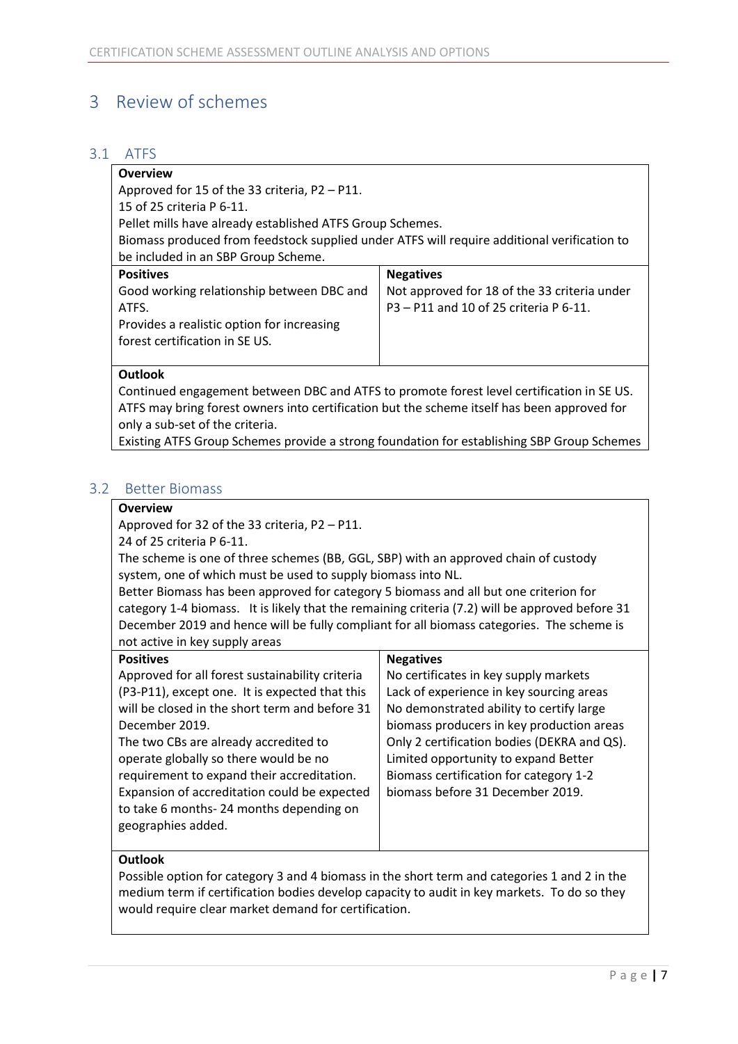# 3 Review of schemes

## 3.1 ATFS

| **Overview** | |
|---|---|
| Approved for 15 of the 33 criteria, P2 – P11.<br>15 of 25 criteria P 6-11.<br>Pellet mills have already established ATFS Group Schemes.<br>Biomass produced from feedstock supplied under ATFS will require additional verification to be included in an SBP Group Scheme. | |
| **Positives** | **Negatives** |
| Good working relationship between DBC and ATFS.<br>Provides a realistic option for increasing forest certification in SE US. | Not approved for 18 of the 33 criteria under P3 – P11 and 10 of 25 criteria P 6-11. |
| **Outlook** | |
| Continued engagement between DBC and ATFS to promote forest level certification in SE US.<br>ATFS may bring forest owners into certification but the scheme itself has been approved for only a sub-set of the criteria.<br>Existing ATFS Group Schemes provide a strong foundation for establishing SBP Group Schemes | |

## 3.2 Better Biomass

| **Overview** | |
|---|---|
| Approved for 32 of the 33 criteria, P2 – P11.<br>24 of 25 criteria P 6-11.<br>The scheme is one of three schemes (BB, GGL, SBP) with an approved chain of custody system, one of which must be used to supply biomass into NL.<br>Better Biomass has been approved for category 5 biomass and all but one criterion for category 1-4 biomass. It is likely that the remaining criteria (7.2) will be approved before 31 December 2019 and hence will be fully compliant for all biomass categories. The scheme is not active in key supply areas | |
| **Positives** | **Negatives** |
| Approved for all forest sustainability criteria (P3-P11), except one. It is expected that this will be closed in the short term and before 31 December 2019.<br>The two CBs are already accredited to operate globally so there would be no requirement to expand their accreditation. Expansion of accreditation could be expected to take 6 months- 24 months depending on geographies added. | No certificates in key supply markets<br>Lack of experience in key sourcing areas<br>No demonstrated ability to certify large biomass producers in key production areas<br>Only 2 certification bodies (DEKRA and QS).<br>Limited opportunity to expand Better Biomass certification for category 1-2 biomass before 31 December 2019. |
| **Outlook** | |
| Possible option for category 3 and 4 biomass in the short term and categories 1 and 2 in the medium term if certification bodies develop capacity to audit in key markets. To do so they would require clear market demand for certification. | |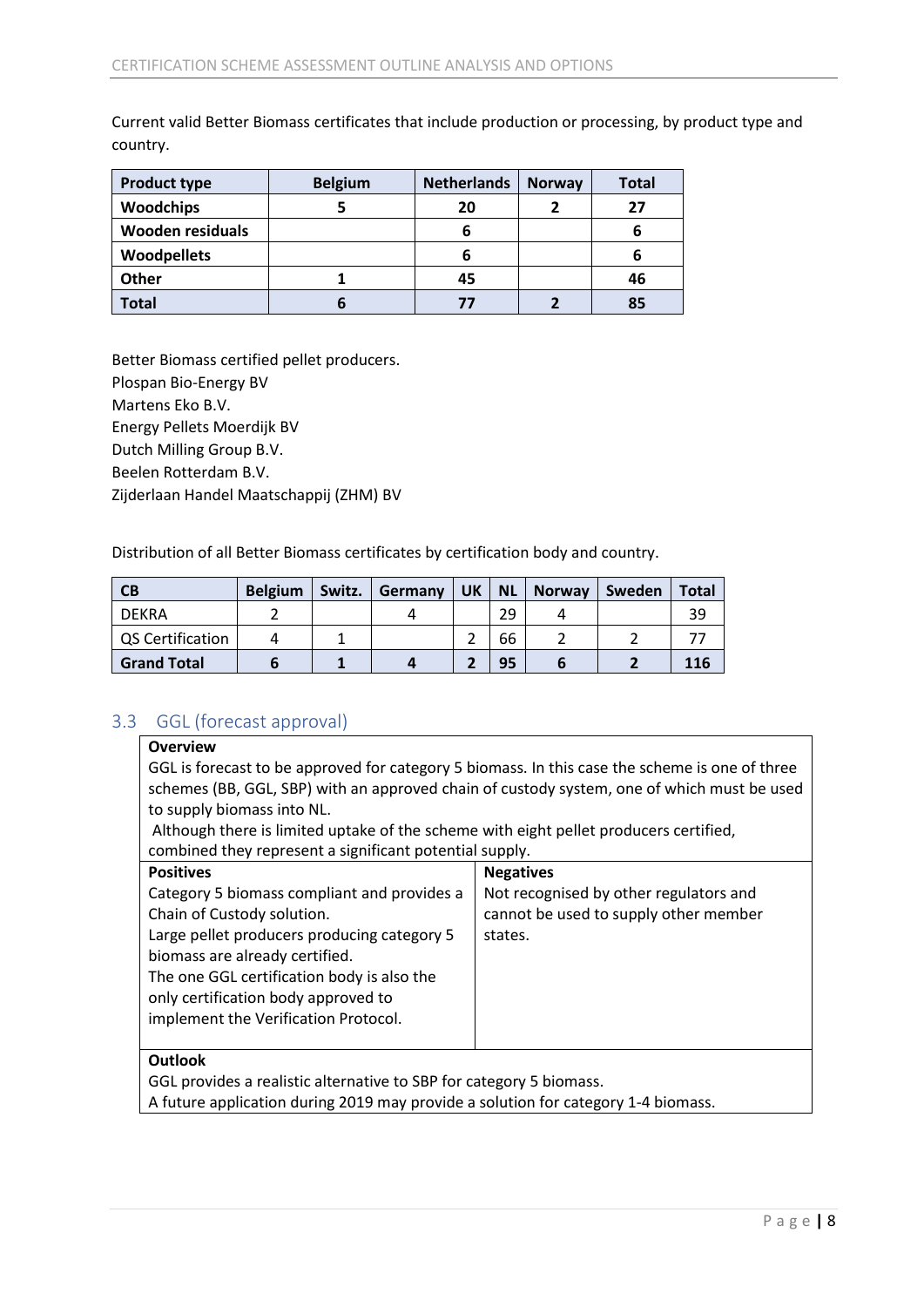Current valid Better Biomass certificates that include production or processing, by product type and country.

| Product type | Belgium | Netherlands | Norway | Total |
|---|---|---|---|---|
| **Woodchips** | 5 | 20 | 2 | 27 |
| **Wooden residuals** | | 6 | | 6 |
| **Woodpellets** | | 6 | | 6 |
| **Other** | 1 | 45 | | 46 |
| **Total** | 6 | 77 | 2 | 85 |

Better Biomass certified pellet producers.
Plospan Bio-Energy BV
Martens Eko B.V.
Energy Pellets Moerdijk BV
Dutch Milling Group B.V.
Beelen Rotterdam B.V.
Zijderlaan Handel Maatschappij (ZHM) BV

Distribution of all Better Biomass certificates by certification body and country.

| CB | Belgium | Switz. | Germany | UK | NL | Norway | Sweden | Total |
|---|---|---|---|---|---|---|---|---|
| DEKRA | 2 | | 4 | | 29 | 4 | | 39 |
| QS Certification | 4 | 1 | | 2 | 66 | 2 | 2 | 77 |
| **Grand Total** | **6** | **1** | **4** | **2** | **95** | **6** | **2** | **116** |

## 3.3 GGL (forecast approval)

| **Overview** | |
|---|---|
| GGL is forecast to be approved for category 5 biomass. In this case the scheme is one of three schemes (BB, GGL, SBP) with an approved chain of custody system, one of which must be used to supply biomass into NL. Although there is limited uptake of the scheme with eight pellet producers certified, combined they represent a significant potential supply. | |
| **Positives** | **Negatives** |
| Category 5 biomass compliant and provides a Chain of Custody solution. Large pellet producers producing category 5 biomass are already certified. The one GGL certification body is also the only certification body approved to implement the Verification Protocol. | Not recognised by other regulators and cannot be used to supply other member states. |
| **Outlook** | |
| GGL provides a realistic alternative to SBP for category 5 biomass. A future application during 2019 may provide a solution for category 1-4 biomass. | |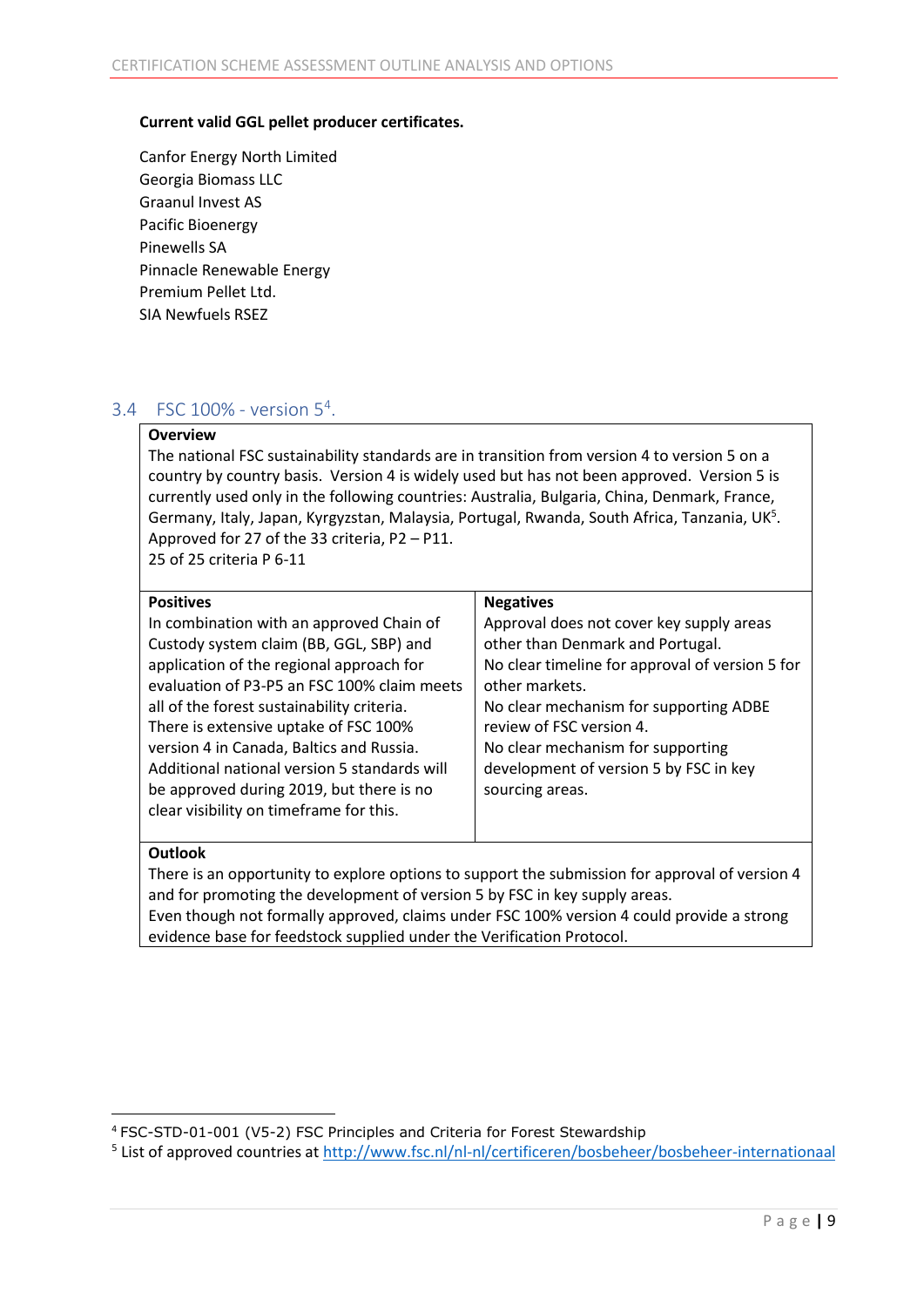**Current valid GGL pellet producer certificates.**

Canfor Energy North Limited
Georgia Biomass LLC
Graanul Invest AS
Pacific Bioenergy
Pinewells SA
Pinnacle Renewable Energy
Premium Pellet Ltd.
SIA Newfuels RSEZ

## 3.4 FSC 100% - version 5[4].

| **Overview** | |
|---|---|
| The national FSC sustainability standards are in transition from version 4 to version 5 on a country by country basis. Version 4 is widely used but has not been approved. Version 5 is currently used only in the following countries: Australia, Bulgaria, China, Denmark, France, Germany, Italy, Japan, Kyrgyzstan, Malaysia, Portugal, Rwanda, South Africa, Tanzania, UK[5]. Approved for 27 of the 33 criteria, P2 – P11. 25 of 25 criteria P 6-11 | |
| **Positives** | **Negatives** |
| In combination with an approved Chain of Custody system claim (BB, GGL, SBP) and application of the regional approach for evaluation of P3-P5 an FSC 100% claim meets all of the forest sustainability criteria. There is extensive uptake of FSC 100% version 4 in Canada, Baltics and Russia. Additional national version 5 standards will be approved during 2019, but there is no clear visibility on timeframe for this. | Approval does not cover key supply areas other than Denmark and Portugal. No clear timeline for approval of version 5 for other markets. No clear mechanism for supporting ADBE review of FSC version 4. No clear mechanism for supporting development of version 5 by FSC in key sourcing areas. |
| **Outlook** | |
| There is an opportunity to explore options to support the submission for approval of version 4 and for promoting the development of version 5 by FSC in key supply areas. Even though not formally approved, claims under FSC 100% version 4 could provide a strong evidence base for feedstock supplied under the Verification Protocol. | |

[4] FSC-STD-01-001 (V5-2) FSC Principles and Criteria for Forest Stewardship

[5] List of approved countries at http://www.fsc.nl/nl-nl/certificeren/bosbeheer/bosbeheer-internationaal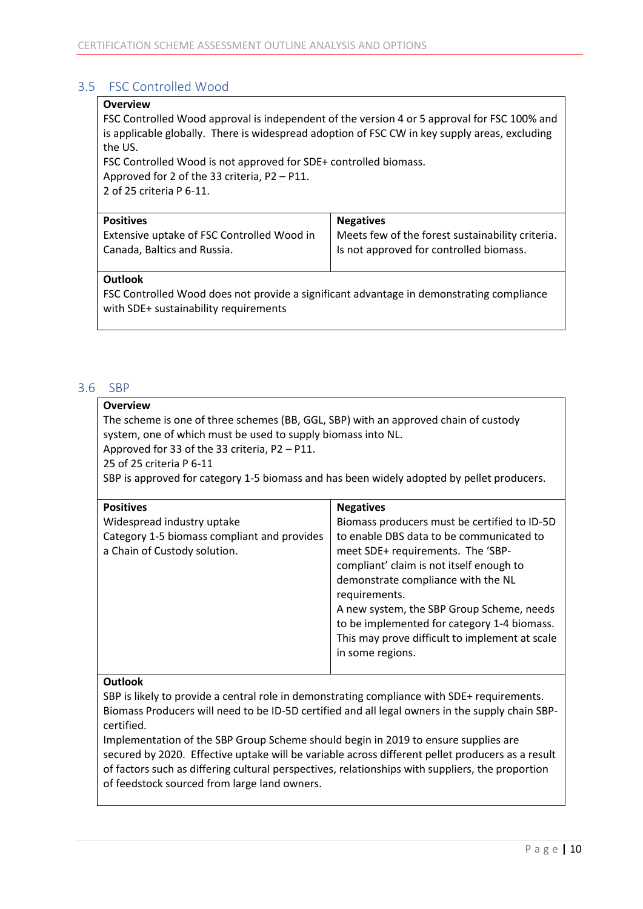## 3.5 FSC Controlled Wood

| **Overview** | |
|---|---|
| FSC Controlled Wood approval is independent of the version 4 or 5 approval for FSC 100% and is applicable globally. There is widespread adoption of FSC CW in key supply areas, excluding the US.<br>FSC Controlled Wood is not approved for SDE+ controlled biomass.<br>Approved for 2 of the 33 criteria, P2 – P11.<br>2 of 25 criteria P 6-11. | |
| **Positives** | **Negatives** |
| Extensive uptake of FSC Controlled Wood in Canada, Baltics and Russia. | Meets few of the forest sustainability criteria.<br>Is not approved for controlled biomass. |
| **Outlook** | |
| FSC Controlled Wood does not provide a significant advantage in demonstrating compliance with SDE+ sustainability requirements | |

## 3.6 SBP

| **Overview** | |
|---|---|
| The scheme is one of three schemes (BB, GGL, SBP) with an approved chain of custody system, one of which must be used to supply biomass into NL.<br>Approved for 33 of the 33 criteria, P2 – P11.<br>25 of 25 criteria P 6-11<br>SBP is approved for category 1-5 biomass and has been widely adopted by pellet producers. | |
| **Positives** | **Negatives** |
| Widespread industry uptake<br>Category 1-5 biomass compliant and provides a Chain of Custody solution. | Biomass producers must be certified to ID-5D to enable DBS data to be communicated to meet SDE+ requirements. The 'SBP-compliant' claim is not itself enough to demonstrate compliance with the NL requirements.<br>A new system, the SBP Group Scheme, needs to be implemented for category 1-4 biomass. This may prove difficult to implement at scale in some regions. |
| **Outlook** | |
| SBP is likely to provide a central role in demonstrating compliance with SDE+ requirements. Biomass Producers will need to be ID-5D certified and all legal owners in the supply chain SBP-certified.<br>Implementation of the SBP Group Scheme should begin in 2019 to ensure supplies are secured by 2020. Effective uptake will be variable across different pellet producers as a result of factors such as differing cultural perspectives, relationships with suppliers, the proportion of feedstock sourced from large land owners. | |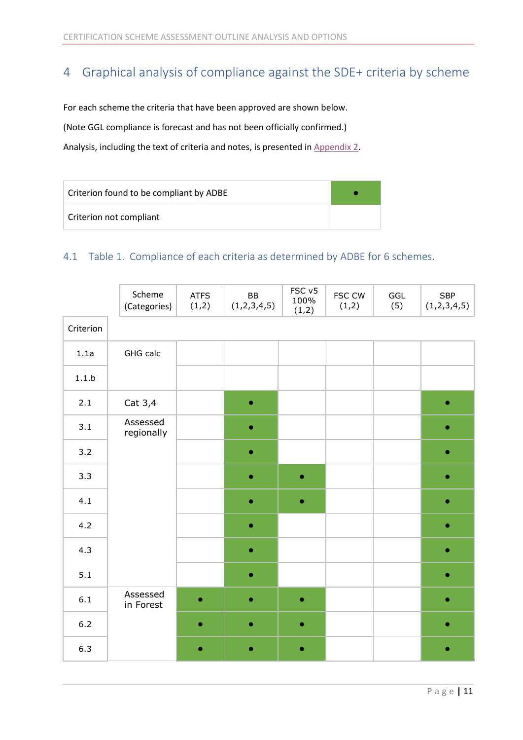# 4 Graphical analysis of compliance against the SDE+ criteria by scheme

For each scheme the criteria that have been approved are shown below.

(Note GGL compliance is forecast and has not been officially confirmed.)

Analysis, including the text of criteria and notes, is presented in Appendix 2.

| | |
|---|---|
| Criterion found to be compliant by ADBE | • |
| Criterion not compliant | |

## 4.1 Table 1. Compliance of each criteria as determined by ADBE for 6 schemes.

| Criterion | Scheme (Categories) | ATFS (1,2) | BB (1,2,3,4,5) | FSC v5 100% (1,2) | FSC CW (1,2) | GGL (5) | SBP (1,2,3,4,5) |
|---|---|---|---|---|---|---|---|
| 1.1a | GHG calc | | | | | | |
| 1.1.b | | | | | | | |
| 2.1 | Cat 3,4 | | • | | | | • |
| 3.1 | Assessed regionally | | • | | | | • |
| 3.2 | | | • | | | | • |
| 3.3 | | | • | • | | | • |
| 4.1 | | | • | • | | | • |
| 4.2 | | | • | | | | • |
| 4.3 | | | • | | | | • |
| 5.1 | | | • | | | | • |
| 6.1 | Assessed in Forest | • | • | • | | | • |
| 6.2 | | • | • | • | | | • |
| 6.3 | | • | • | • | | | • |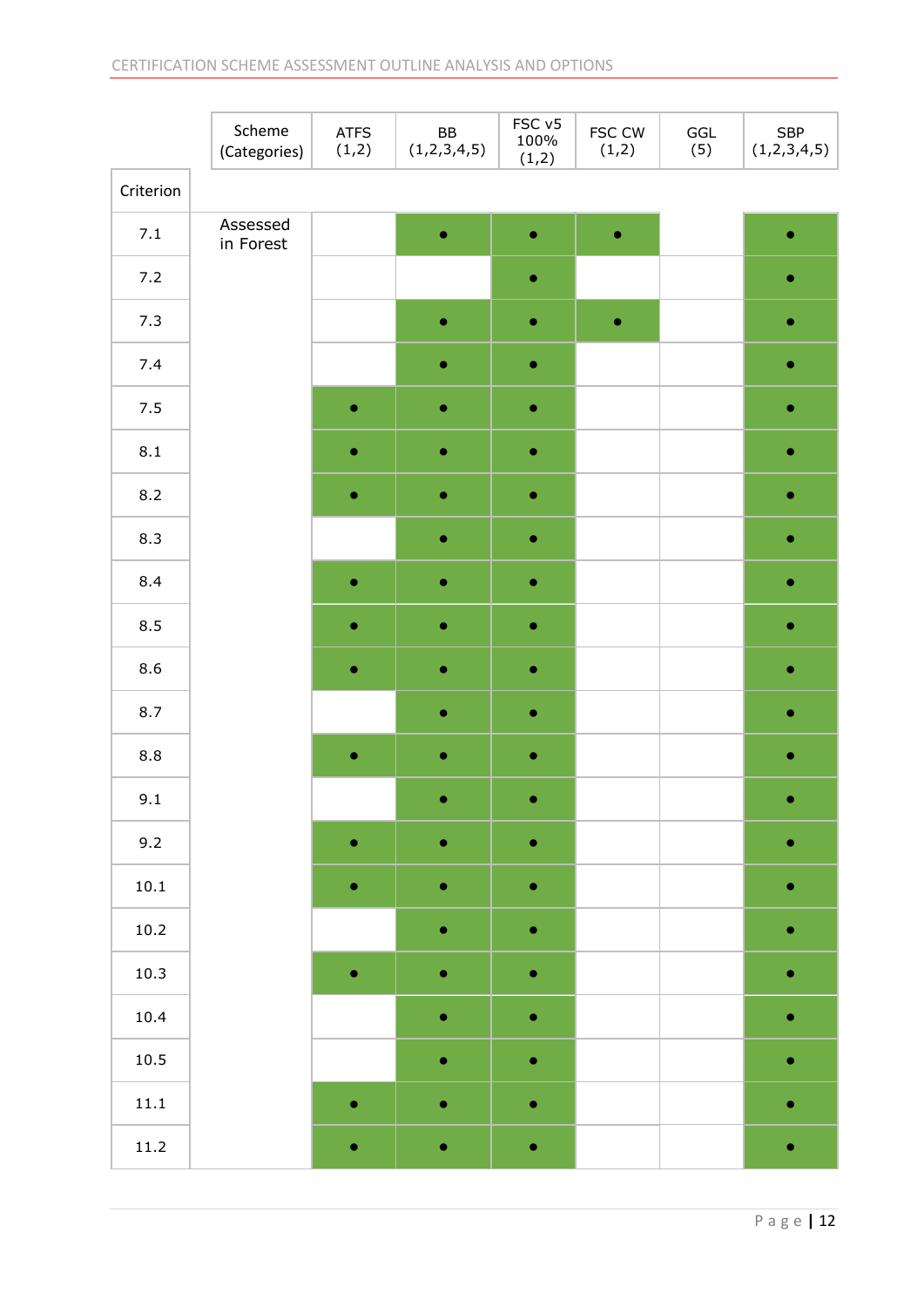| Criterion | Scheme (Categories) | ATFS (1,2) | BB (1,2,3,4,5) | FSC v5 100% (1,2) | FSC CW (1,2) | GGL (5) | SBP (1,2,3,4,5) |
|---|---|---|---|---|---|---|---|
| 7.1 | Assessed in Forest | | • | • | • | | • |
| 7.2 | | | | • | | | • |
| 7.3 | | | • | • | • | | • |
| 7.4 | | | • | • | | | • |
| 7.5 | | • | • | • | | | • |
| 8.1 | | • | • | • | | | • |
| 8.2 | | • | • | • | | | • |
| 8.3 | | | • | • | | | • |
| 8.4 | | • | • | • | | | • |
| 8.5 | | • | • | • | | | • |
| 8.6 | | • | • | • | | | • |
| 8.7 | | | • | • | | | • |
| 8.8 | | • | • | • | | | • |
| 9.1 | | | • | • | | | • |
| 9.2 | | • | • | • | | | • |
| 10.1 | | • | • | • | | | • |
| 10.2 | | | • | • | | | • |
| 10.3 | | • | • | • | | | • |
| 10.4 | | | • | • | | | • |
| 10.5 | | | • | • | | | • |
| 11.1 | | • | • | • | | | • |
| 11.2 | | • | • | • | | | • |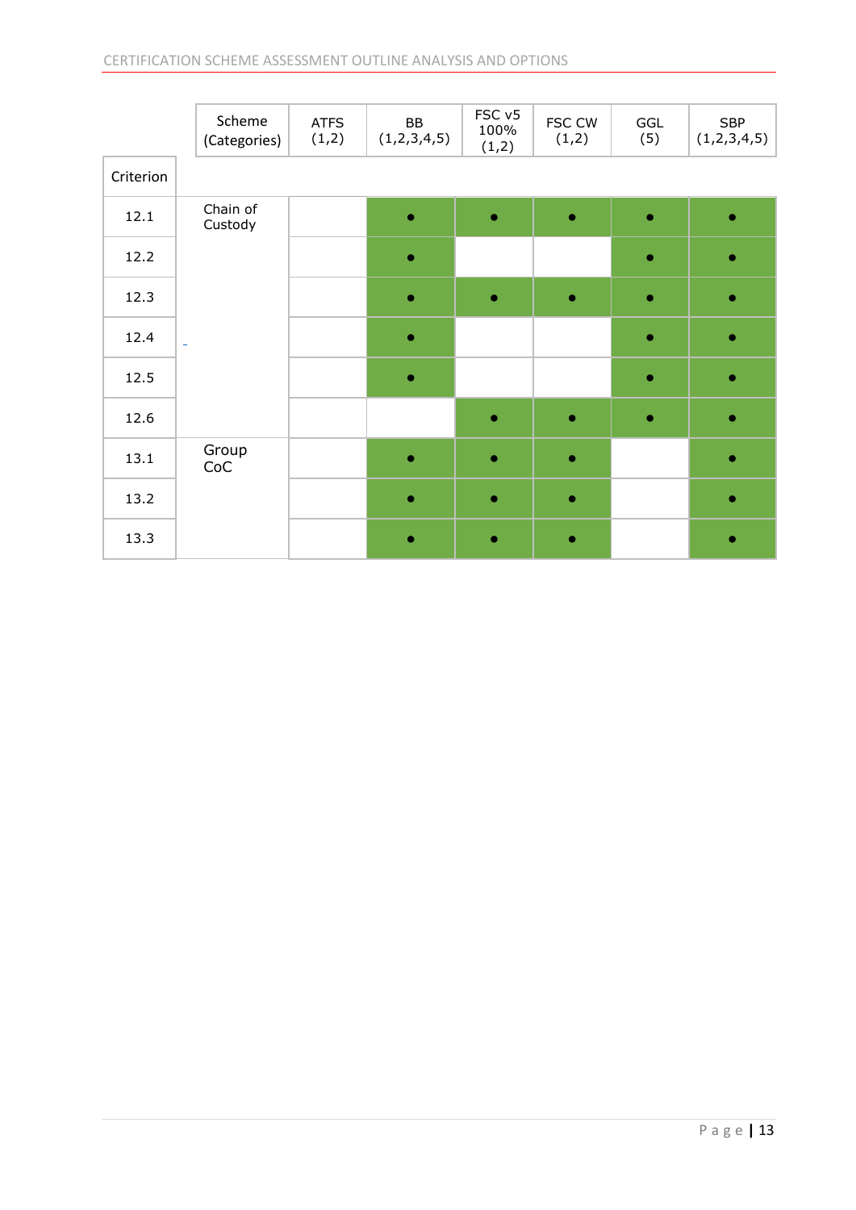| Criterion | Scheme (Categories) | ATFS (1,2) | BB (1,2,3,4,5) | FSC v5 100% (1,2) | FSC CW (1,2) | GGL (5) | SBP (1,2,3,4,5) |
|---|---|---|---|---|---|---|---|
| 12.1 | Chain of Custody | | ● | ● | ● | ● | ● |
| 12.2 | | | ● | | | ● | ● |
| 12.3 | | | ● | ● | ● | ● | ● |
| 12.4 | | | ● | | | ● | ● |
| 12.5 | | | ● | | | ● | ● |
| 12.6 | | | | ● | ● | ● | ● |
| 13.1 | Group CoC | | ● | ● | ● | | ● |
| 13.2 | | | ● | ● | ● | | ● |
| 13.3 | | | ● | ● | ● | | ● |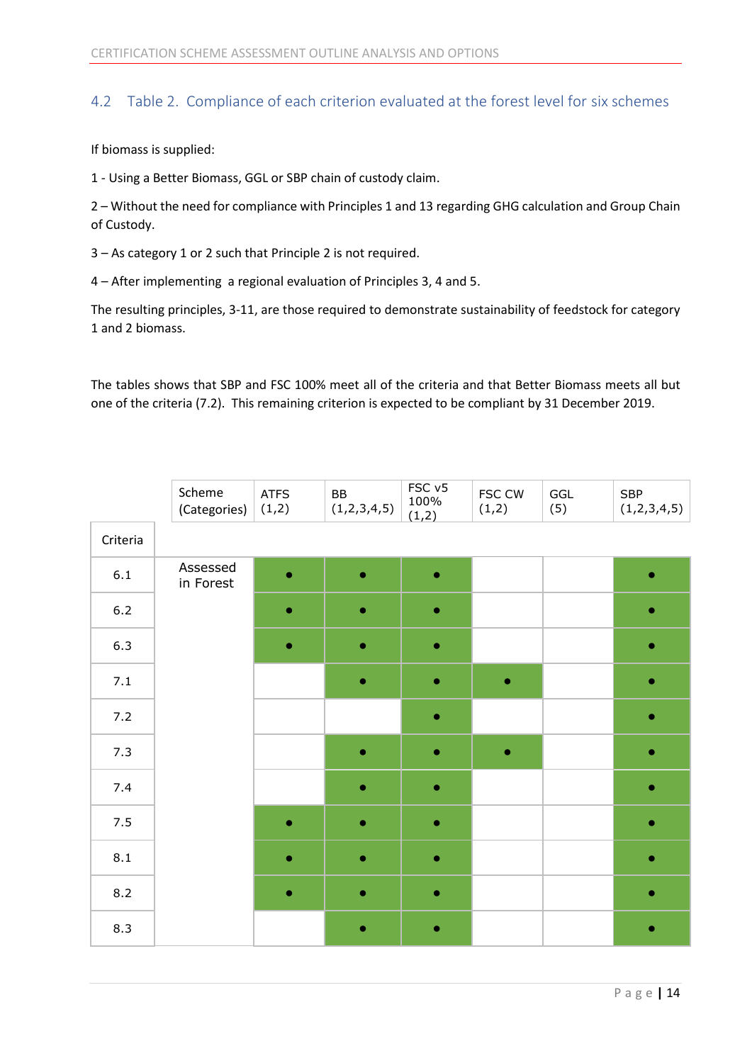## 4.2 Table 2. Compliance of each criterion evaluated at the forest level for six schemes

If biomass is supplied:

1 - Using a Better Biomass, GGL or SBP chain of custody claim.

2 – Without the need for compliance with Principles 1 and 13 regarding GHG calculation and Group Chain of Custody.

3 – As category 1 or 2 such that Principle 2 is not required.

4 – After implementing a regional evaluation of Principles 3, 4 and 5.

The resulting principles, 3-11, are those required to demonstrate sustainability of feedstock for category 1 and 2 biomass.

The tables shows that SBP and FSC 100% meet all of the criteria and that Better Biomass meets all but one of the criteria (7.2). This remaining criterion is expected to be compliant by 31 December 2019.

| Criteria | Scheme (Categories) | ATFS (1,2) | BB (1,2,3,4,5) | FSC v5 100% (1,2) | FSC CW (1,2) | GGL (5) | SBP (1,2,3,4,5) |
|---|---|---|---|---|---|---|---|
| 6.1 | Assessed in Forest | • | • | • | | | • |
| 6.2 | | • | • | • | | | • |
| 6.3 | | • | • | • | | | • |
| 7.1 | | | • | • | • | | • |
| 7.2 | | | | • | | | • |
| 7.3 | | | • | • | • | | • |
| 7.4 | | | • | • | | | • |
| 7.5 | | • | • | • | | | • |
| 8.1 | | • | • | • | | | • |
| 8.2 | | • | • | • | | | • |
| 8.3 | | | • | • | | | • |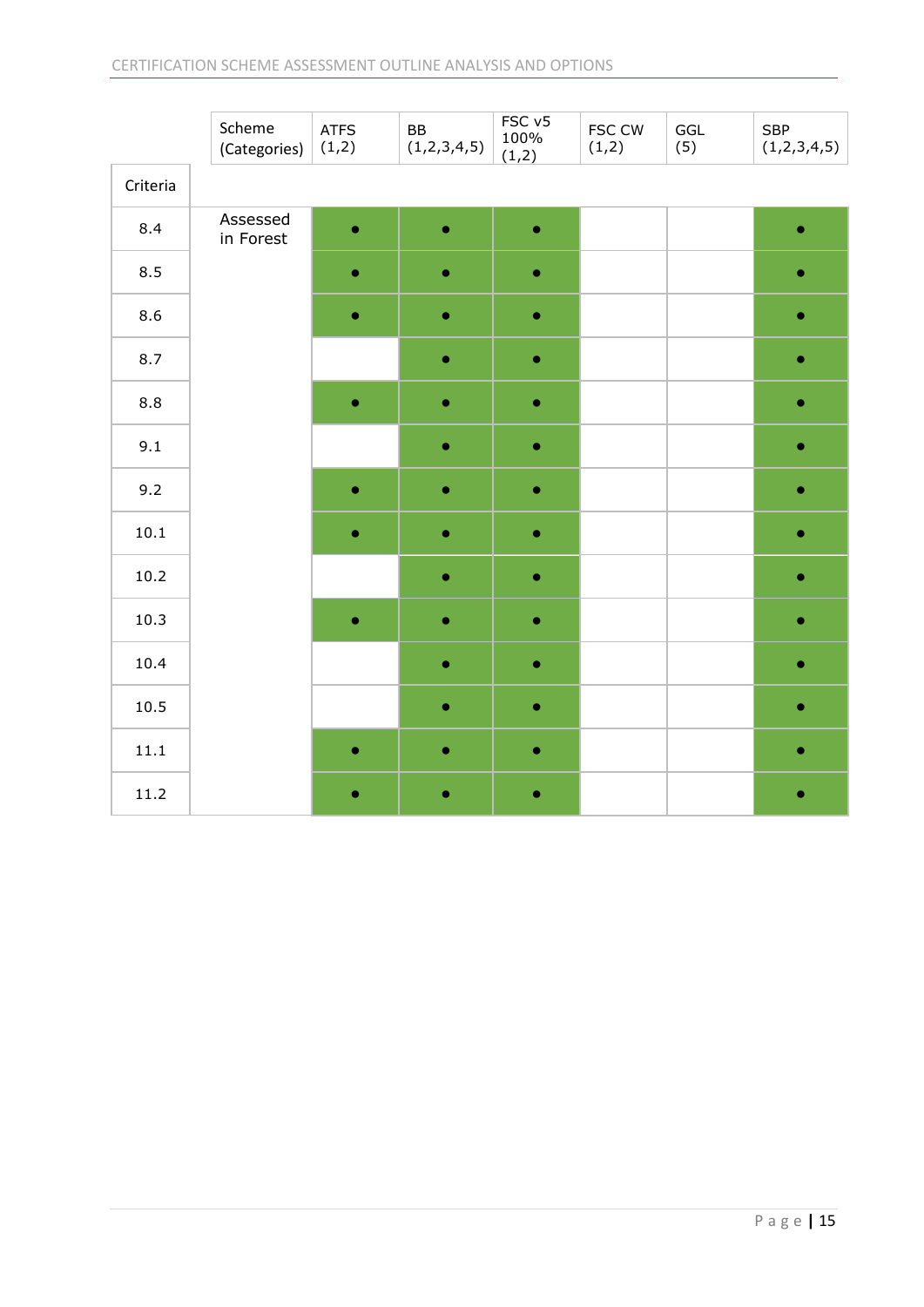| Criteria | Scheme (Categories) | ATFS (1,2) | BB (1,2,3,4,5) | FSC v5 100% (1,2) | FSC CW (1,2) | GGL (5) | SBP (1,2,3,4,5) |
|---|---|---|---|---|---|---|---|
| 8.4 | Assessed in Forest | ● | ● | ● | | | ● |
| 8.5 | | ● | ● | ● | | | ● |
| 8.6 | | ● | ● | ● | | | ● |
| 8.7 | | | ● | ● | | | ● |
| 8.8 | | ● | ● | ● | | | ● |
| 9.1 | | | ● | ● | | | ● |
| 9.2 | | ● | ● | ● | | | ● |
| 10.1 | | ● | ● | ● | | | ● |
| 10.2 | | | ● | ● | | | ● |
| 10.3 | | ● | ● | ● | | | ● |
| 10.4 | | | ● | ● | | | ● |
| 10.5 | | | ● | ● | | | ● |
| 11.1 | | ● | ● | ● | | | ● |
| 11.2 | | ● | ● | ● | | | ● |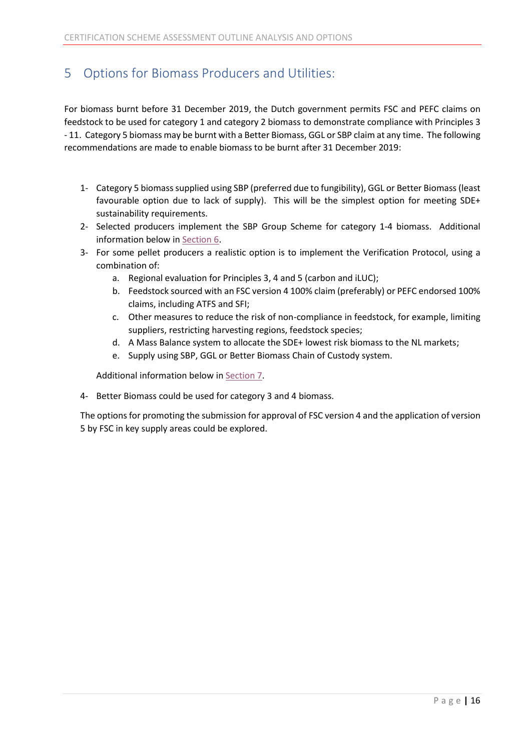# 5 Options for Biomass Producers and Utilities:

For biomass burnt before 31 December 2019, the Dutch government permits FSC and PEFC claims on feedstock to be used for category 1 and category 2 biomass to demonstrate compliance with Principles 3 - 11. Category 5 biomass may be burnt with a Better Biomass, GGL or SBP claim at any time. The following recommendations are made to enable biomass to be burnt after 31 December 2019:

1- Category 5 biomass supplied using SBP (preferred due to fungibility), GGL or Better Biomass (least favourable option due to lack of supply). This will be the simplest option for meeting SDE+ sustainability requirements.

2- Selected producers implement the SBP Group Scheme for category 1-4 biomass. Additional information below in Section 6.

3- For some pellet producers a realistic option is to implement the Verification Protocol, using a combination of:
   a. Regional evaluation for Principles 3, 4 and 5 (carbon and iLUC);
   b. Feedstock sourced with an FSC version 4 100% claim (preferably) or PEFC endorsed 100% claims, including ATFS and SFI;
   c. Other measures to reduce the risk of non-compliance in feedstock, for example, limiting suppliers, restricting harvesting regions, feedstock species;
   d. A Mass Balance system to allocate the SDE+ lowest risk biomass to the NL markets;
   e. Supply using SBP, GGL or Better Biomass Chain of Custody system.

   Additional information below in Section 7.

4- Better Biomass could be used for category 3 and 4 biomass.

The options for promoting the submission for approval of FSC version 4 and the application of version 5 by FSC in key supply areas could be explored.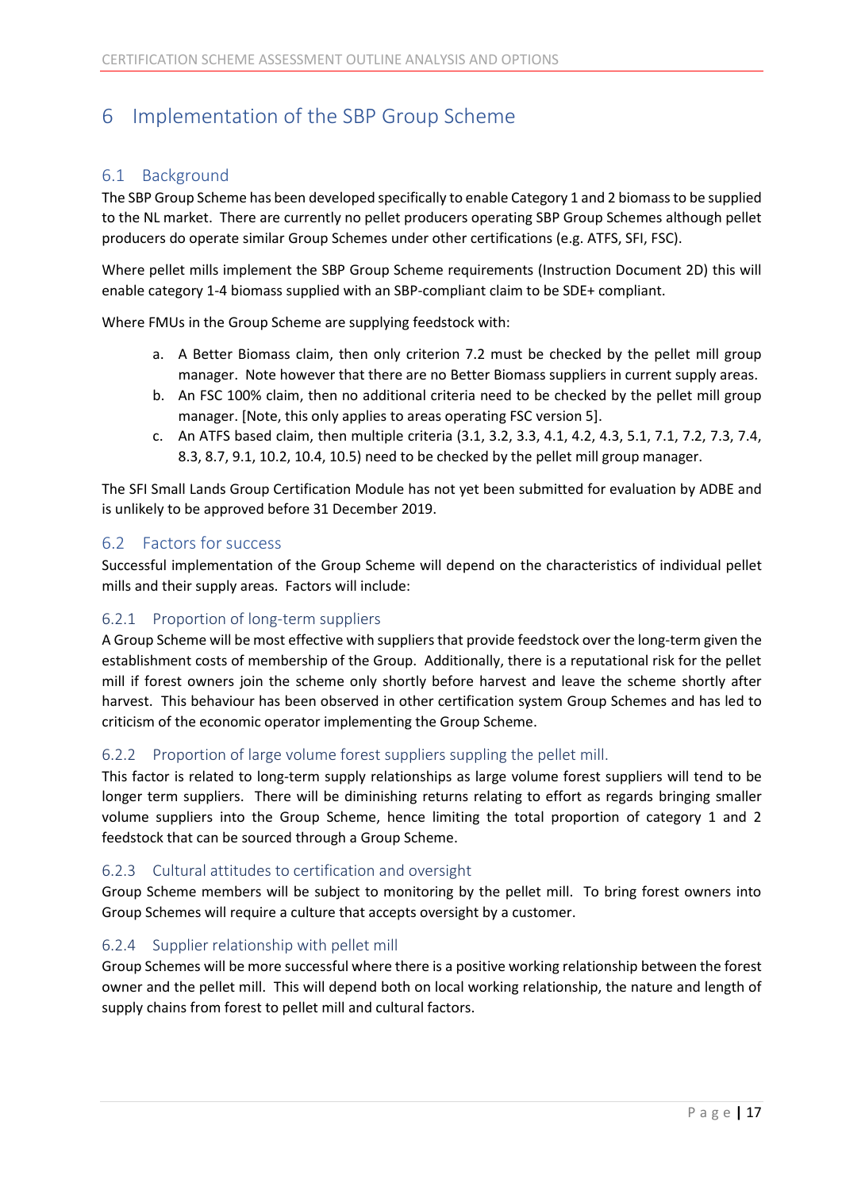# 6 Implementation of the SBP Group Scheme

## 6.1 Background

The SBP Group Scheme has been developed specifically to enable Category 1 and 2 biomass to be supplied to the NL market. There are currently no pellet producers operating SBP Group Schemes although pellet producers do operate similar Group Schemes under other certifications (e.g. ATFS, SFI, FSC).

Where pellet mills implement the SBP Group Scheme requirements (Instruction Document 2D) this will enable category 1-4 biomass supplied with an SBP-compliant claim to be SDE+ compliant.

Where FMUs in the Group Scheme are supplying feedstock with:

a. A Better Biomass claim, then only criterion 7.2 must be checked by the pellet mill group manager. Note however that there are no Better Biomass suppliers in current supply areas.
b. An FSC 100% claim, then no additional criteria need to be checked by the pellet mill group manager. [Note, this only applies to areas operating FSC version 5].
c. An ATFS based claim, then multiple criteria (3.1, 3.2, 3.3, 4.1, 4.2, 4.3, 5.1, 7.1, 7.2, 7.3, 7.4, 8.3, 8.7, 9.1, 10.2, 10.4, 10.5) need to be checked by the pellet mill group manager.

The SFI Small Lands Group Certification Module has not yet been submitted for evaluation by ADBE and is unlikely to be approved before 31 December 2019.

## 6.2 Factors for success

Successful implementation of the Group Scheme will depend on the characteristics of individual pellet mills and their supply areas. Factors will include:

### 6.2.1 Proportion of long-term suppliers

A Group Scheme will be most effective with suppliers that provide feedstock over the long-term given the establishment costs of membership of the Group. Additionally, there is a reputational risk for the pellet mill if forest owners join the scheme only shortly before harvest and leave the scheme shortly after harvest. This behaviour has been observed in other certification system Group Schemes and has led to criticism of the economic operator implementing the Group Scheme.

### 6.2.2 Proportion of large volume forest suppliers suppling the pellet mill.

This factor is related to long-term supply relationships as large volume forest suppliers will tend to be longer term suppliers. There will be diminishing returns relating to effort as regards bringing smaller volume suppliers into the Group Scheme, hence limiting the total proportion of category 1 and 2 feedstock that can be sourced through a Group Scheme.

### 6.2.3 Cultural attitudes to certification and oversight

Group Scheme members will be subject to monitoring by the pellet mill. To bring forest owners into Group Schemes will require a culture that accepts oversight by a customer.

### 6.2.4 Supplier relationship with pellet mill

Group Schemes will be more successful where there is a positive working relationship between the forest owner and the pellet mill. This will depend both on local working relationship, the nature and length of supply chains from forest to pellet mill and cultural factors.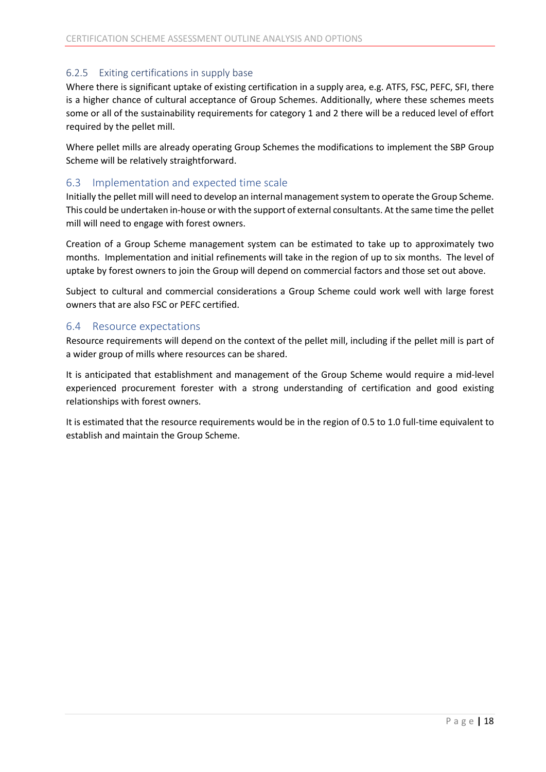### 6.2.5 Exiting certifications in supply base

Where there is significant uptake of existing certification in a supply area, e.g. ATFS, FSC, PEFC, SFI, there is a higher chance of cultural acceptance of Group Schemes. Additionally, where these schemes meets some or all of the sustainability requirements for category 1 and 2 there will be a reduced level of effort required by the pellet mill.

Where pellet mills are already operating Group Schemes the modifications to implement the SBP Group Scheme will be relatively straightforward.

## 6.3 Implementation and expected time scale

Initially the pellet mill will need to develop an internal management system to operate the Group Scheme. This could be undertaken in-house or with the support of external consultants. At the same time the pellet mill will need to engage with forest owners.

Creation of a Group Scheme management system can be estimated to take up to approximately two months. Implementation and initial refinements will take in the region of up to six months. The level of uptake by forest owners to join the Group will depend on commercial factors and those set out above.

Subject to cultural and commercial considerations a Group Scheme could work well with large forest owners that are also FSC or PEFC certified.

## 6.4 Resource expectations

Resource requirements will depend on the context of the pellet mill, including if the pellet mill is part of a wider group of mills where resources can be shared.

It is anticipated that establishment and management of the Group Scheme would require a mid-level experienced procurement forester with a strong understanding of certification and good existing relationships with forest owners.

It is estimated that the resource requirements would be in the region of 0.5 to 1.0 full-time equivalent to establish and maintain the Group Scheme.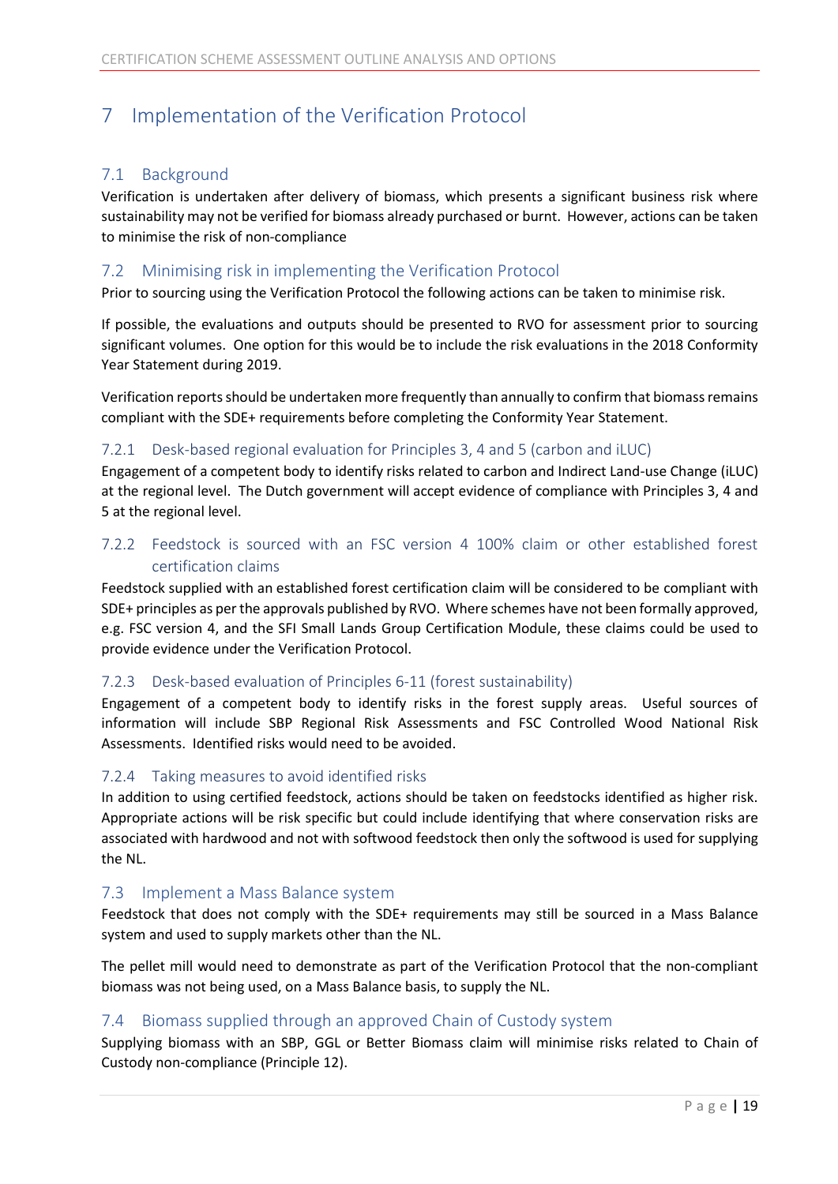# 7 Implementation of the Verification Protocol

## 7.1 Background

Verification is undertaken after delivery of biomass, which presents a significant business risk where sustainability may not be verified for biomass already purchased or burnt. However, actions can be taken to minimise the risk of non-compliance

## 7.2 Minimising risk in implementing the Verification Protocol

Prior to sourcing using the Verification Protocol the following actions can be taken to minimise risk.

If possible, the evaluations and outputs should be presented to RVO for assessment prior to sourcing significant volumes. One option for this would be to include the risk evaluations in the 2018 Conformity Year Statement during 2019.

Verification reports should be undertaken more frequently than annually to confirm that biomass remains compliant with the SDE+ requirements before completing the Conformity Year Statement.

### 7.2.1 Desk-based regional evaluation for Principles 3, 4 and 5 (carbon and iLUC)

Engagement of a competent body to identify risks related to carbon and Indirect Land-use Change (iLUC) at the regional level. The Dutch government will accept evidence of compliance with Principles 3, 4 and 5 at the regional level.

### 7.2.2 Feedstock is sourced with an FSC version 4 100% claim or other established forest certification claims

Feedstock supplied with an established forest certification claim will be considered to be compliant with SDE+ principles as per the approvals published by RVO. Where schemes have not been formally approved, e.g. FSC version 4, and the SFI Small Lands Group Certification Module, these claims could be used to provide evidence under the Verification Protocol.

### 7.2.3 Desk-based evaluation of Principles 6-11 (forest sustainability)

Engagement of a competent body to identify risks in the forest supply areas. Useful sources of information will include SBP Regional Risk Assessments and FSC Controlled Wood National Risk Assessments. Identified risks would need to be avoided.

### 7.2.4 Taking measures to avoid identified risks

In addition to using certified feedstock, actions should be taken on feedstocks identified as higher risk. Appropriate actions will be risk specific but could include identifying that where conservation risks are associated with hardwood and not with softwood feedstock then only the softwood is used for supplying the NL.

## 7.3 Implement a Mass Balance system

Feedstock that does not comply with the SDE+ requirements may still be sourced in a Mass Balance system and used to supply markets other than the NL.

The pellet mill would need to demonstrate as part of the Verification Protocol that the non-compliant biomass was not being used, on a Mass Balance basis, to supply the NL.

## 7.4 Biomass supplied through an approved Chain of Custody system

Supplying biomass with an SBP, GGL or Better Biomass claim will minimise risks related to Chain of Custody non-compliance (Principle 12).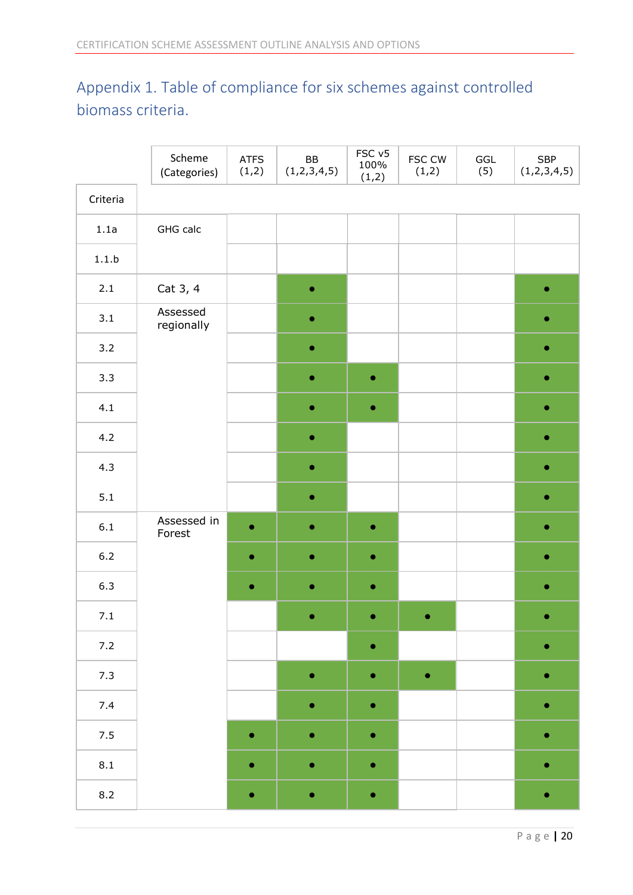# Appendix 1. Table of compliance for six schemes against controlled biomass criteria.

| Criteria | Scheme (Categories) | ATFS (1,2) | BB (1,2,3,4,5) | FSC v5 100% (1,2) | FSC CW (1,2) | GGL (5) | SBP (1,2,3,4,5) |
|---|---|---|---|---|---|---|---|
| 1.1a | GHG calc | | | | | | |
| 1.1.b | | | | | | | |
| 2.1 | Cat 3, 4 | | • | | | | • |
| 3.1 | Assessed regionally | | • | | | | • |
| 3.2 | | | • | | | | • |
| 3.3 | | | • | • | | | • |
| 4.1 | | | • | • | | | • |
| 4.2 | | | • | | | | • |
| 4.3 | | | • | | | | • |
| 5.1 | | | • | | | | • |
| 6.1 | Assessed in Forest | • | • | • | | | • |
| 6.2 | | • | • | • | | | • |
| 6.3 | | • | • | • | | | • |
| 7.1 | | | • | • | • | | • |
| 7.2 | | | | • | | | • |
| 7.3 | | | • | • | • | | • |
| 7.4 | | | • | • | | | • |
| 7.5 | | • | • | • | | | • |
| 8.1 | | • | • | • | | | • |
| 8.2 | | • | • | • | | | • |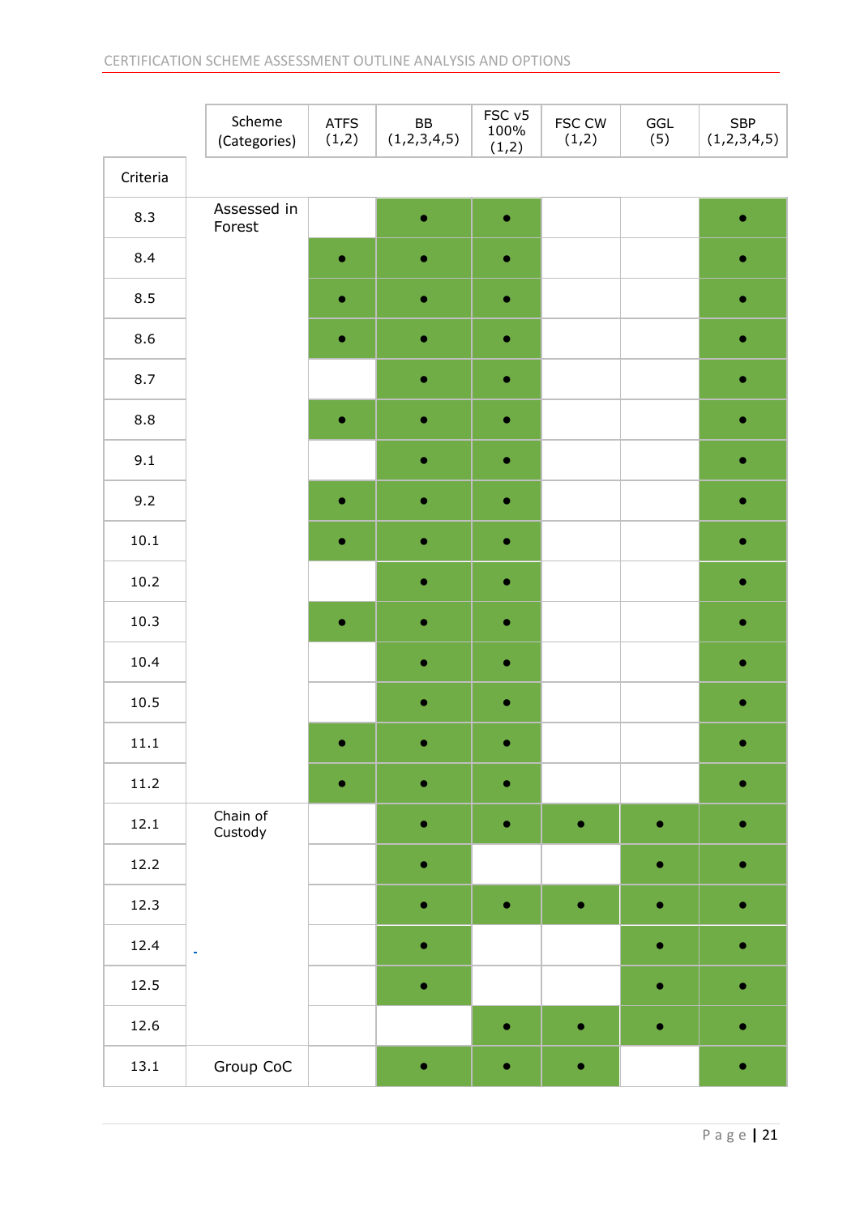| Criteria | Scheme (Categories) | ATFS (1,2) | BB (1,2,3,4,5) | FSC v5 100% (1,2) | FSC CW (1,2) | GGL (5) | SBP (1,2,3,4,5) |
|---|---|---|---|---|---|---|---|
| 8.3 | Assessed in Forest | | • | • | | | • |
| 8.4 | | • | • | • | | | • |
| 8.5 | | • | • | • | | | • |
| 8.6 | | • | • | • | | | • |
| 8.7 | | | • | • | | | • |
| 8.8 | | • | • | • | | | • |
| 9.1 | | | • | • | | | • |
| 9.2 | | • | • | • | | | • |
| 10.1 | | • | • | • | | | • |
| 10.2 | | | • | • | | | • |
| 10.3 | | • | • | • | | | • |
| 10.4 | | | • | • | | | • |
| 10.5 | | | • | • | | | • |
| 11.1 | | • | • | • | | | • |
| 11.2 | | • | • | • | | | • |
| 12.1 | Chain of Custody | | • | • | • | • | • |
| 12.2 | | | • | | | • | • |
| 12.3 | | | • | • | • | • | • |
| 12.4 | | | • | | | • | • |
| 12.5 | | | • | | | • | • |
| 12.6 | | | | • | • | • | • |
| 13.1 | Group CoC | | • | • | • | | • |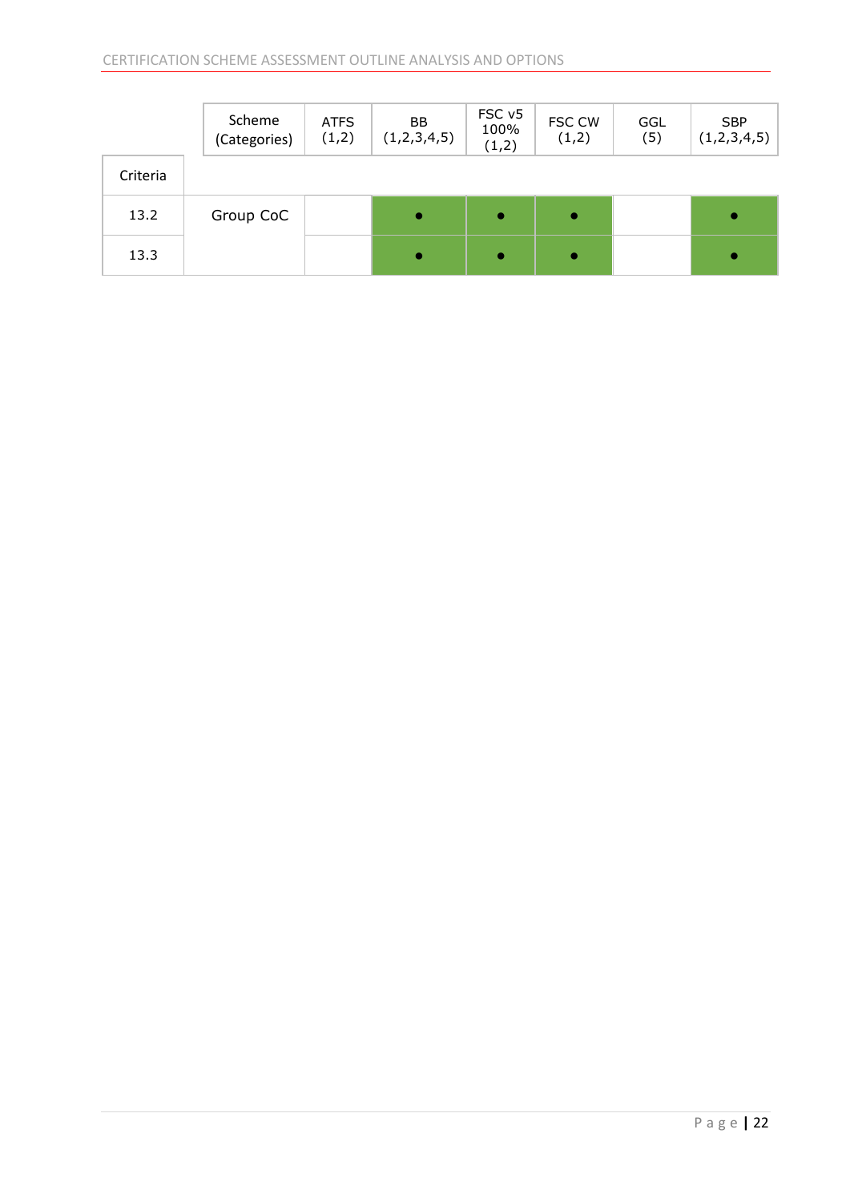| Criteria | Scheme (Categories) | ATFS (1,2) | BB (1,2,3,4,5) | FSC v5 100% (1,2) | FSC CW (1,2) | GGL (5) | SBP (1,2,3,4,5) |
|---|---|---|---|---|---|---|---|
| 13.2 | Group CoC | | ● | ● | ● | | ● |
| 13.3 | | | ● | ● | ● | | ● |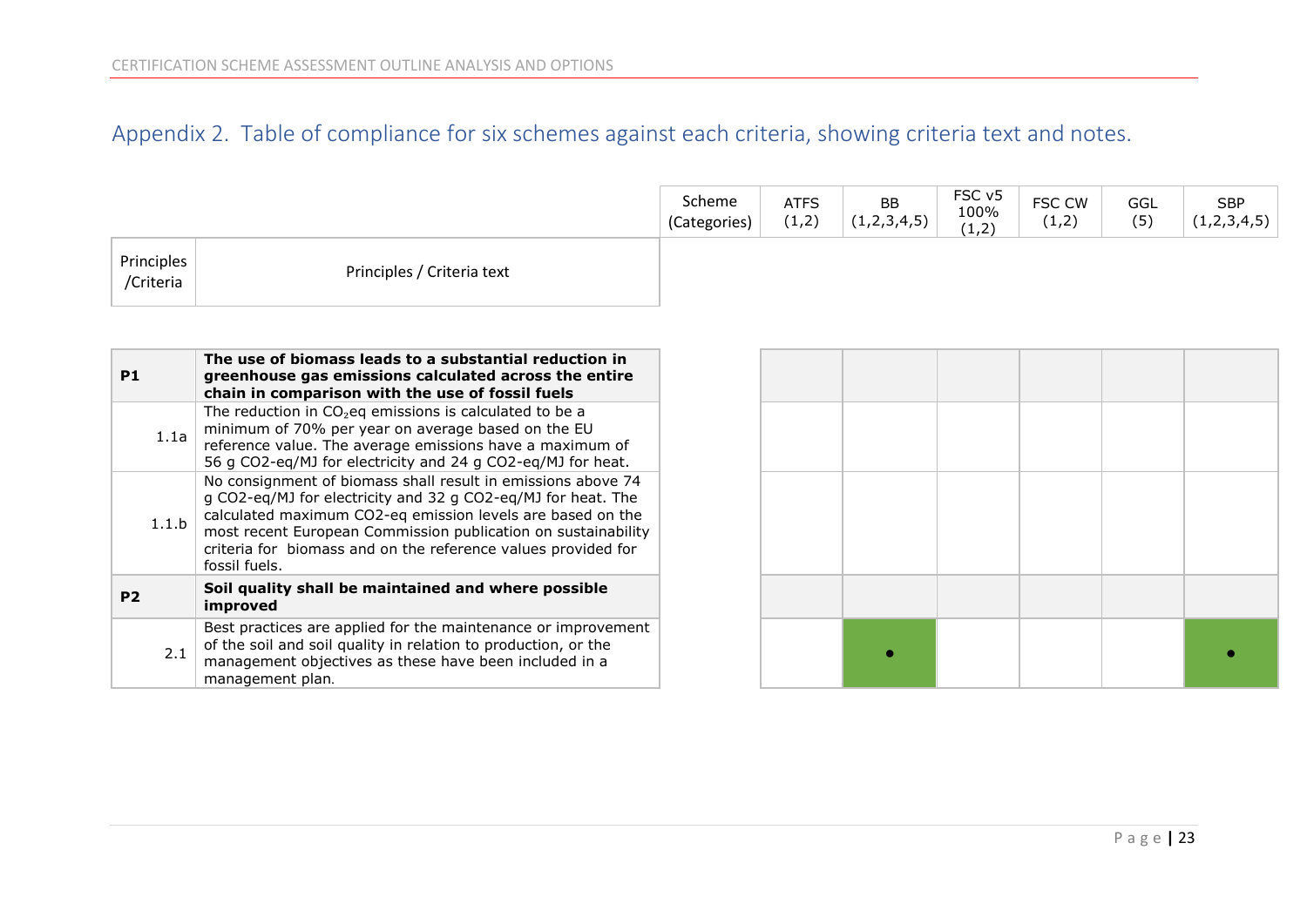## Appendix 2. Table of compliance for six schemes against each criteria, showing criteria text and notes.

| Principles /Criteria | Principles / Criteria text | ATFS (1,2) | BB (1,2,3,4,5) | FSC v5 100% (1,2) | FSC CW (1,2) | GGL (5) | SBP (1,2,3,4,5) |
|---|---|---|---|---|---|---|---|
| **P1** | **The use of biomass leads to a substantial reduction in greenhouse gas emissions calculated across the entire chain in comparison with the use of fossil fuels** | | | | | | |
| 1.1a | The reduction in $CO_2$eq emissions is calculated to be a minimum of 70% per year on average based on the EU reference value. The average emissions have a maximum of 56 g CO2-eq/MJ for electricity and 24 g CO2-eq/MJ for heat. | | | | | | |
| 1.1.b | No consignment of biomass shall result in emissions above 74 g CO2-eq/MJ for electricity and 32 g CO2-eq/MJ for heat. The calculated maximum CO2-eq emission levels are based on the most recent European Commission publication on sustainability criteria for biomass and on the reference values provided for fossil fuels. | | | | | | |
| **P2** | **Soil quality shall be maintained and where possible improved** | | | | | | |
| 2.1 | Best practices are applied for the maintenance or improvement of the soil and soil quality in relation to production, or the management objectives as these have been included in a management plan. | | • | | | | • |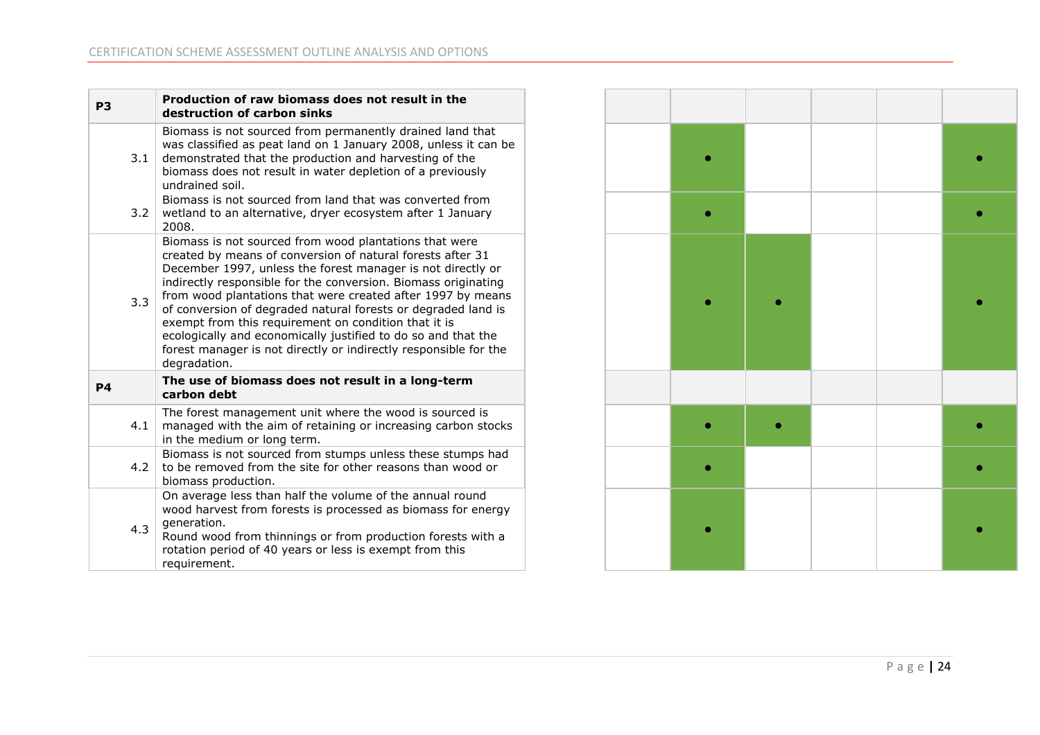| | | | | | | | |
|---|---|---|---|---|---|---|---|
| **P3** | **Production of raw biomass does not result in the destruction of carbon sinks** | | | | | | |
| 3.1 | Biomass is not sourced from permanently drained land that was classified as peat land on 1 January 2008, unless it can be demonstrated that the production and harvesting of the biomass does not result in water depletion of a previously undrained soil. | | ● | | | | ● |
| 3.2 | Biomass is not sourced from land that was converted from wetland to an alternative, dryer ecosystem after 1 January 2008. | | ● | | | | ● |
| 3.3 | Biomass is not sourced from wood plantations that were created by means of conversion of natural forests after 31 December 1997, unless the forest manager is not directly or indirectly responsible for the conversion. Biomass originating from wood plantations that were created after 1997 by means of conversion of degraded natural forests or degraded land is exempt from this requirement on condition that it is ecologically and economically justified to do so and that the forest manager is not directly or indirectly responsible for the degradation. | | ● | ● | | | ● |
| **P4** | **The use of biomass does not result in a long-term carbon debt** | | | | | | |
| 4.1 | The forest management unit where the wood is sourced is managed with the aim of retaining or increasing carbon stocks in the medium or long term. | | ● | ● | | | ● |
| 4.2 | Biomass is not sourced from stumps unless these stumps had to be removed from the site for other reasons than wood or biomass production. | | ● | | | | ● |
| 4.3 | On average less than half the volume of the annual round wood harvest from forests is processed as biomass for energy generation.<br>Round wood from thinnings or from production forests with a rotation period of 40 years or less is exempt from this requirement. | | ● | | | | ● |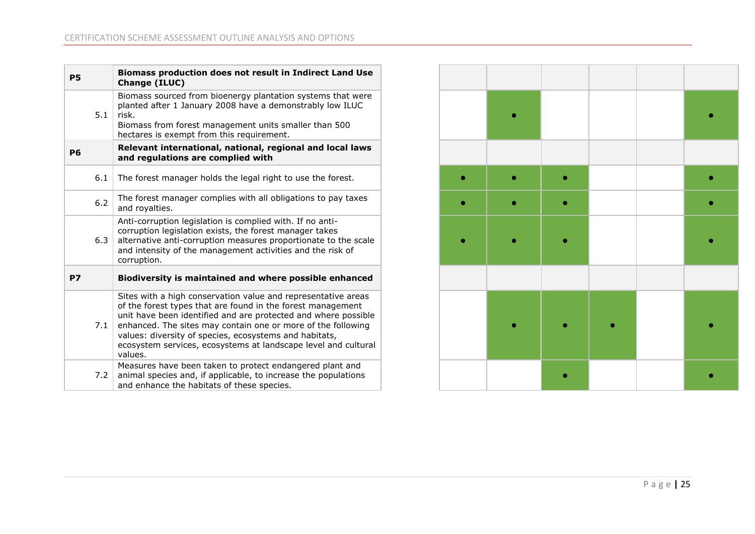| | | | | | | | |
|---|---|---|---|---|---|---|---|
| **P5** | **Biomass production does not result in Indirect Land Use Change (ILUC)** | | | | | | |
| 5.1 | Biomass sourced from bioenergy plantation systems that were planted after 1 January 2008 have a demonstrably low ILUC risk.<br>Biomass from forest management units smaller than 500 hectares is exempt from this requirement. | | ● | | | | ● |
| **P6** | **Relevant international, national, regional and local laws and regulations are complied with** | | | | | | |
| 6.1 | The forest manager holds the legal right to use the forest. | ● | ● | ● | | | ● |
| 6.2 | The forest manager complies with all obligations to pay taxes and royalties. | ● | ● | ● | | | ● |
| 6.3 | Anti-corruption legislation is complied with. If no anti-corruption legislation exists, the forest manager takes alternative anti-corruption measures proportionate to the scale and intensity of the management activities and the risk of corruption. | ● | ● | ● | | | ● |
| **P7** | **Biodiversity is maintained and where possible enhanced** | | | | | | |
| 7.1 | Sites with a high conservation value and representative areas of the forest types that are found in the forest management unit have been identified and are protected and where possible enhanced. The sites may contain one or more of the following values: diversity of species, ecosystems and habitats, ecosystem services, ecosystems at landscape level and cultural values. | | ● | ● | ● | | ● |
| 7.2 | Measures have been taken to protect endangered plant and animal species and, if applicable, to increase the populations and enhance the habitats of these species. | | | ● | | | ● |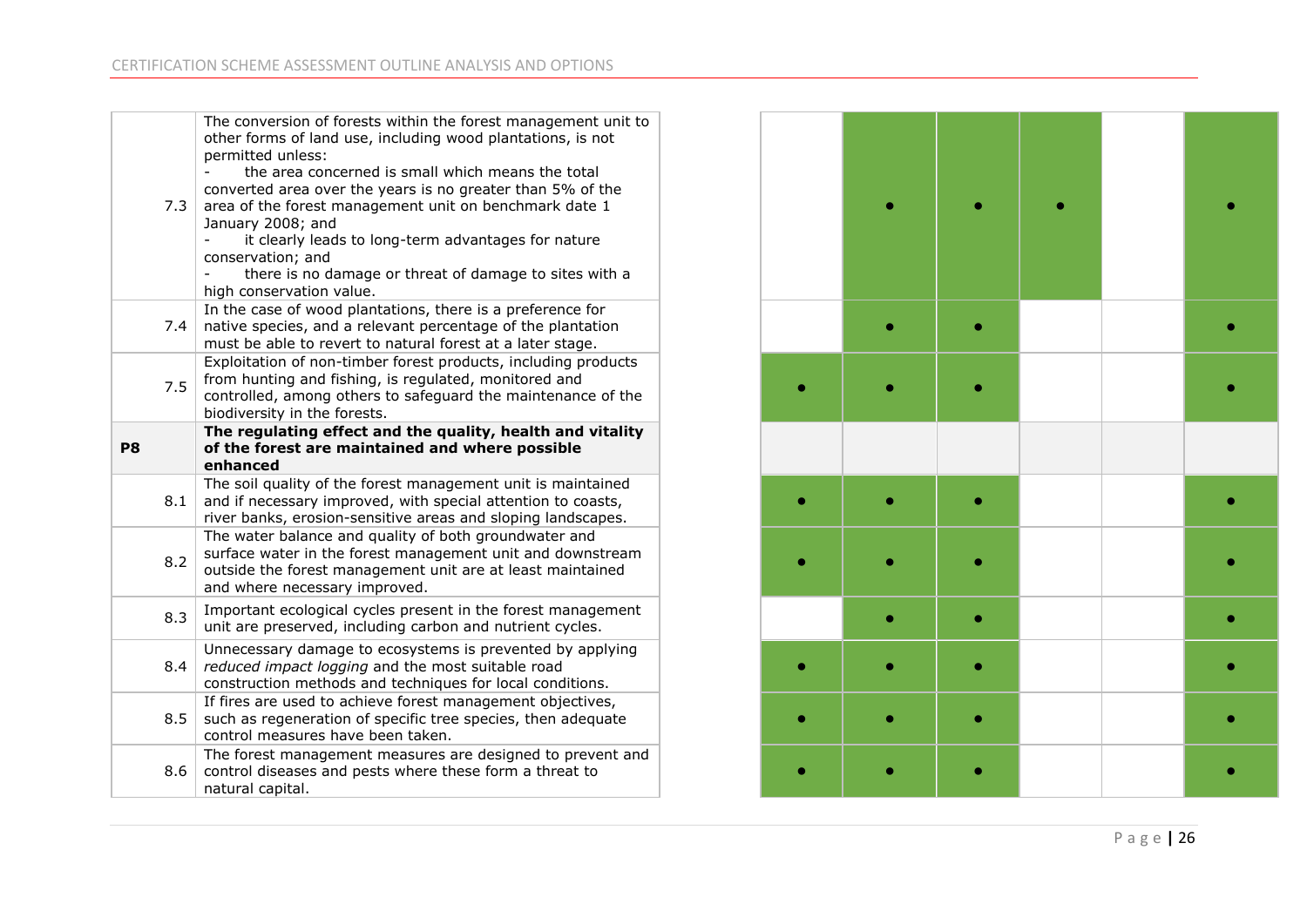| | | | | | | | |
|---|---|---|---|---|---|---|---|
| 7.3 | The conversion of forests within the forest management unit to other forms of land use, including wood plantations, is not permitted unless:<br>- the area concerned is small which means the total converted area over the years is no greater than 5% of the area of the forest management unit on benchmark date 1 January 2008; and<br>- it clearly leads to long-term advantages for nature conservation; and<br>- there is no damage or threat of damage to sites with a high conservation value. | | ● | ● | ● | | ● |
| 7.4 | In the case of wood plantations, there is a preference for native species, and a relevant percentage of the plantation must be able to revert to natural forest at a later stage. | | ● | ● | | | ● |
| 7.5 | Exploitation of non-timber forest products, including products from hunting and fishing, is regulated, monitored and controlled, among others to safeguard the maintenance of the biodiversity in the forests. | ● | ● | ● | | | ● |
| **P8** | **The regulating effect and the quality, health and vitality of the forest are maintained and where possible enhanced** | | | | | | |
| 8.1 | The soil quality of the forest management unit is maintained and if necessary improved, with special attention to coasts, river banks, erosion-sensitive areas and sloping landscapes. | ● | ● | ● | | | ● |
| 8.2 | The water balance and quality of both groundwater and surface water in the forest management unit and downstream outside the forest management unit are at least maintained and where necessary improved. | ● | ● | ● | | | ● |
| 8.3 | Important ecological cycles present in the forest management unit are preserved, including carbon and nutrient cycles. | | ● | ● | | | ● |
| 8.4 | Unnecessary damage to ecosystems is prevented by applying *reduced impact logging* and the most suitable road construction methods and techniques for local conditions. | ● | ● | ● | | | ● |
| 8.5 | If fires are used to achieve forest management objectives, such as regeneration of specific tree species, then adequate control measures have been taken. | ● | ● | ● | | | ● |
| 8.6 | The forest management measures are designed to prevent and control diseases and pests where these form a threat to natural capital. | ● | ● | ● | | | ● |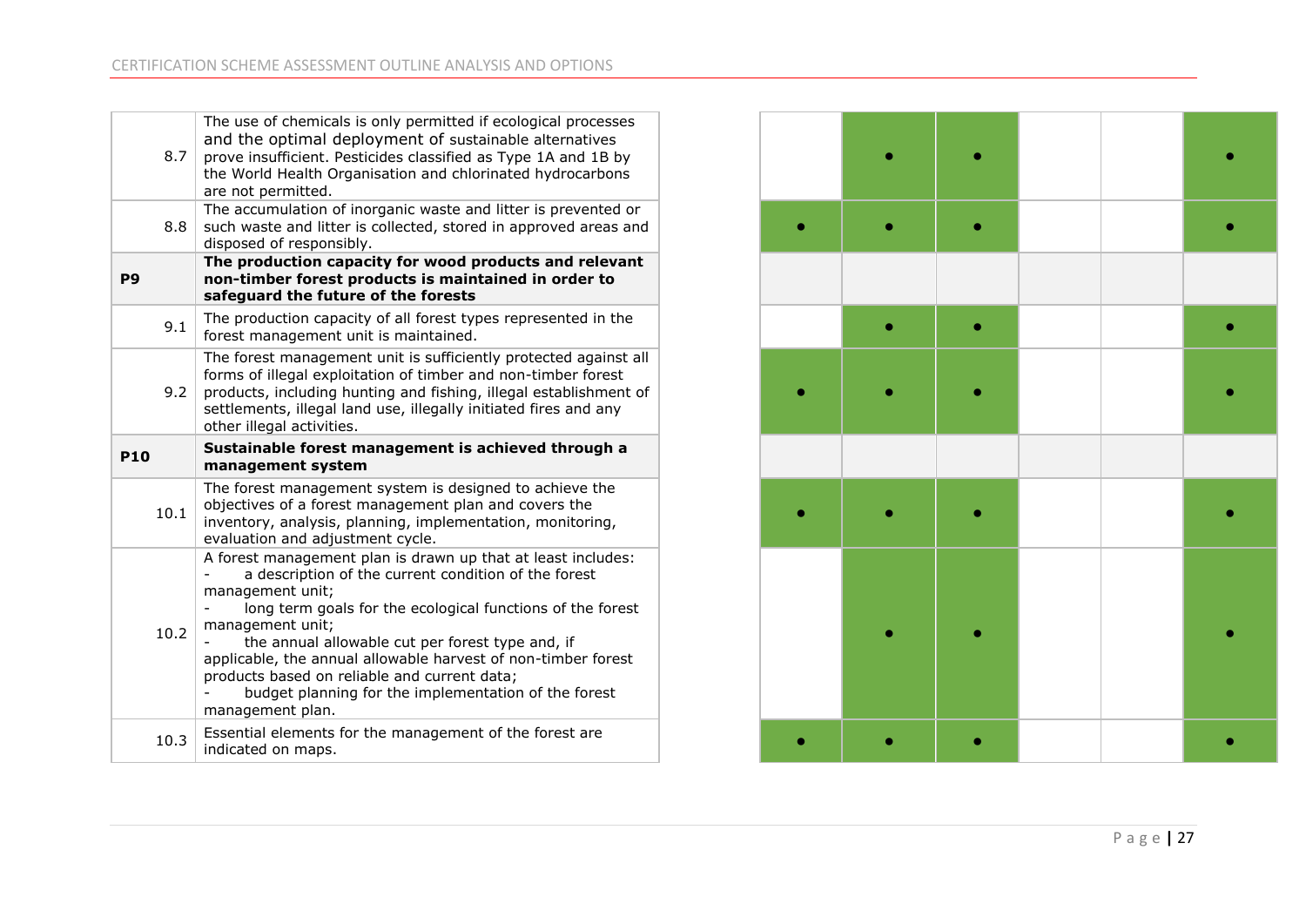| | | | | | | | |
|---|---|---|---|---|---|---|---|
| 8.7 | The use of chemicals is only permitted if ecological processes and the optimal deployment of sustainable alternatives prove insufficient. Pesticides classified as Type 1A and 1B by the World Health Organisation and chlorinated hydrocarbons are not permitted. | | ● | ● | | | ● |
| 8.8 | The accumulation of inorganic waste and litter is prevented or such waste and litter is collected, stored in approved areas and disposed of responsibly. | ● | ● | ● | | | ● |
| **P9** | **The production capacity for wood products and relevant non-timber forest products is maintained in order to safeguard the future of the forests** | | | | | | |
| 9.1 | The production capacity of all forest types represented in the forest management unit is maintained. | | ● | ● | | | ● |
| 9.2 | The forest management unit is sufficiently protected against all forms of illegal exploitation of timber and non-timber forest products, including hunting and fishing, illegal establishment of settlements, illegal land use, illegally initiated fires and any other illegal activities. | ● | ● | ● | | | ● |
| **P10** | **Sustainable forest management is achieved through a management system** | | | | | | |
| 10.1 | The forest management system is designed to achieve the objectives of a forest management plan and covers the inventory, analysis, planning, implementation, monitoring, evaluation and adjustment cycle. | ● | ● | ● | | | ● |
| 10.2 | A forest management plan is drawn up that at least includes:<br>- a description of the current condition of the forest management unit;<br>- long term goals for the ecological functions of the forest management unit;<br>- the annual allowable cut per forest type and, if applicable, the annual allowable harvest of non-timber forest products based on reliable and current data;<br>- budget planning for the implementation of the forest management plan. | | ● | ● | | | ● |
| 10.3 | Essential elements for the management of the forest are indicated on maps. | ● | ● | ● | | | ● |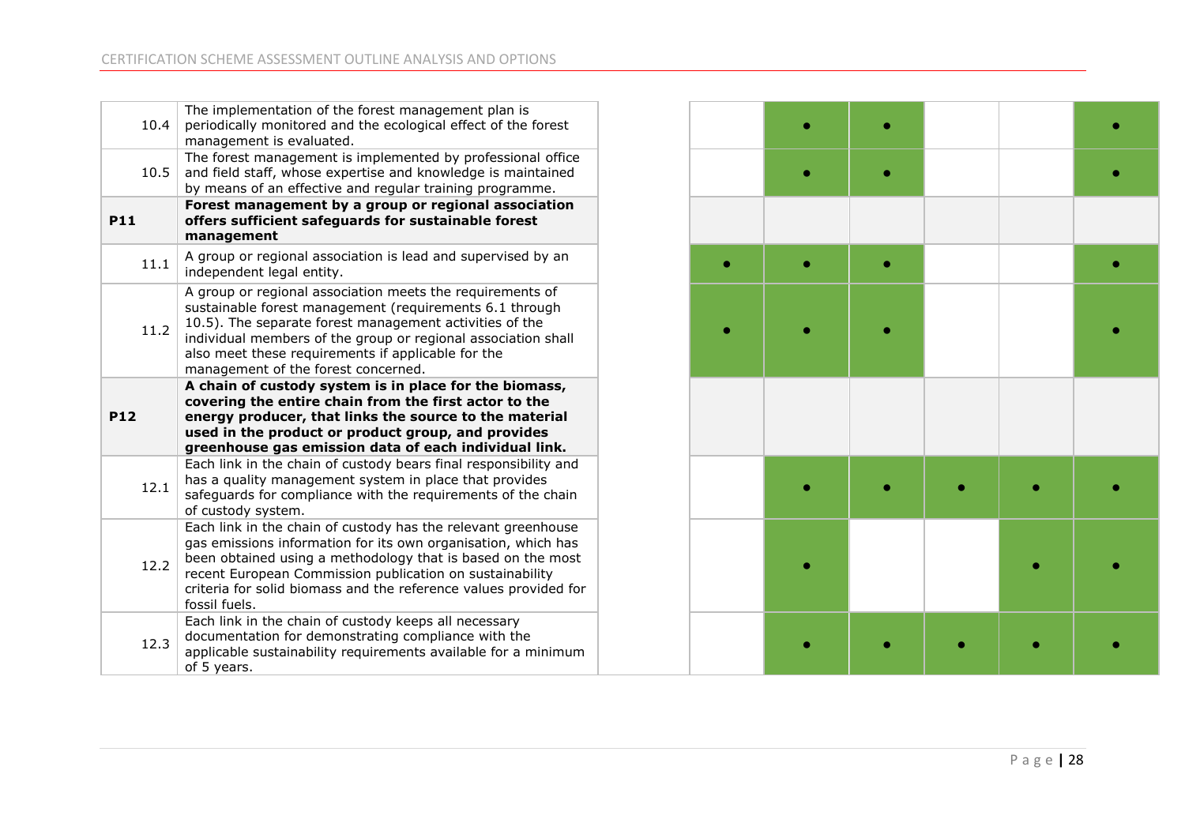| | | | | | | | |
|---|---|---|---|---|---|---|---|
| 10.4 | The implementation of the forest management plan is periodically monitored and the ecological effect of the forest management is evaluated. | | • | • | | | • |
| 10.5 | The forest management is implemented by professional office and field staff, whose expertise and knowledge is maintained by means of an effective and regular training programme. | | • | • | | | • |
| **P11** | **Forest management by a group or regional association offers sufficient safeguards for sustainable forest management** | | | | | | |
| 11.1 | A group or regional association is lead and supervised by an independent legal entity. | • | • | • | | | • |
| 11.2 | A group or regional association meets the requirements of sustainable forest management (requirements 6.1 through 10.5). The separate forest management activities of the individual members of the group or regional association shall also meet these requirements if applicable for the management of the forest concerned. | • | • | • | | | • |
| **P12** | **A chain of custody system is in place for the biomass, covering the entire chain from the first actor to the energy producer, that links the source to the material used in the product or product group, and provides greenhouse gas emission data of each individual link.** | | | | | | |
| 12.1 | Each link in the chain of custody bears final responsibility and has a quality management system in place that provides safeguards for compliance with the requirements of the chain of custody system. | | • | • | • | • | • |
| 12.2 | Each link in the chain of custody has the relevant greenhouse gas emissions information for its own organisation, which has been obtained using a methodology that is based on the most recent European Commission publication on sustainability criteria for solid biomass and the reference values provided for fossil fuels. | | • | | | • | • |
| 12.3 | Each link in the chain of custody keeps all necessary documentation for demonstrating compliance with the applicable sustainability requirements available for a minimum of 5 years. | | • | • | • | • | • |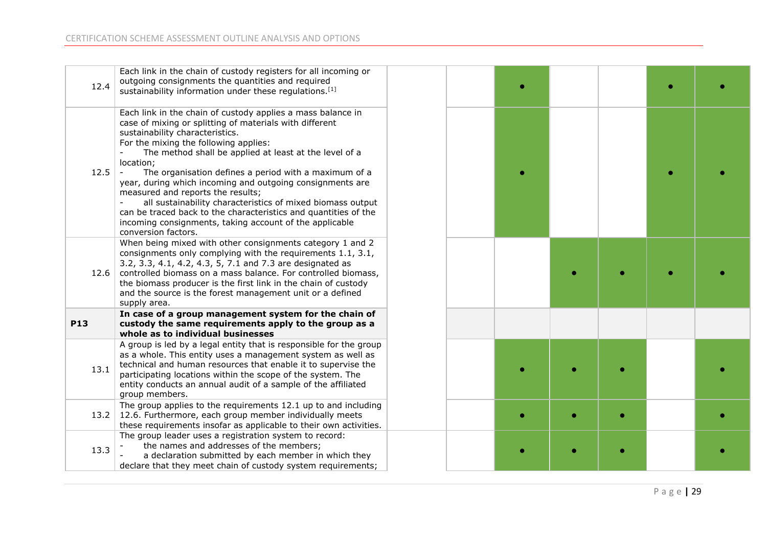| | | | | | | | |
|---|---|---|---|---|---|---|---|
| 12.4 | Each link in the chain of custody registers for all incoming or outgoing consignments the quantities and required sustainability information under these regulations.[1] | | ● | | | ● | ● |
| 12.5 | Each link in the chain of custody applies a mass balance in case of mixing or splitting of materials with different sustainability characteristics.<br>For the mixing the following applies:<br>- The method shall be applied at least at the level of a location;<br>- The organisation defines a period with a maximum of a year, during which incoming and outgoing consignments are measured and reports the results;<br>- all sustainability characteristics of mixed biomass output can be traced back to the characteristics and quantities of the incoming consignments, taking account of the applicable conversion factors. | | ● | | | ● | ● |
| 12.6 | When being mixed with other consignments category 1 and 2 consignments only complying with the requirements 1.1, 3.1, 3.2, 3.3, 4.1, 4.2, 4.3, 5, 7.1 and 7.3 are designated as controlled biomass on a mass balance. For controlled biomass, the biomass producer is the first link in the chain of custody and the source is the forest management unit or a defined supply area. | | | ● | ● | ● | ● |
| **P13** | **In case of a group management system for the chain of custody the same requirements apply to the group as a whole as to individual businesses** | | | | | | |
| 13.1 | A group is led by a legal entity that is responsible for the group as a whole. This entity uses a management system as well as technical and human resources that enable it to supervise the participating locations within the scope of the system. The entity conducts an annual audit of a sample of the affiliated group members. | | ● | ● | ● | | ● |
| 13.2 | The group applies to the requirements 12.1 up to and including 12.6. Furthermore, each group member individually meets these requirements insofar as applicable to their own activities. | | ● | ● | ● | | ● |
| 13.3 | The group leader uses a registration system to record:<br>- the names and addresses of the members;<br>- a declaration submitted by each member in which they declare that they meet chain of custody system requirements; | | ● | ● | ● | | ● |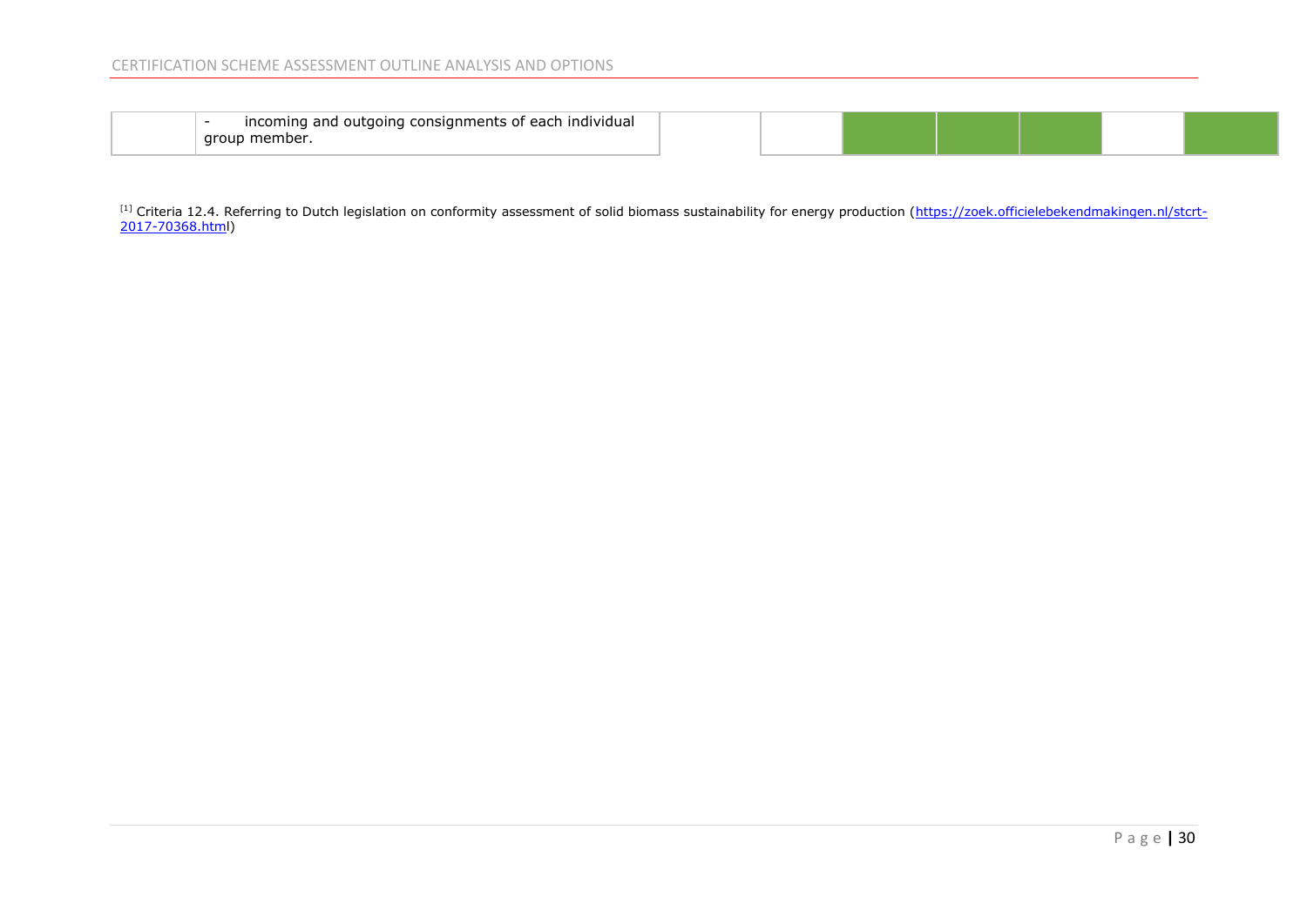| | | | | | | | | |
|---|---|---|---|---|---|---|---|---|
| | - incoming and outgoing consignments of each individual group member. | | | | | | | |

[1] Criteria 12.4. Referring to Dutch legislation on conformity assessment of solid biomass sustainability for energy production (https://zoek.officielebekendmakingen.nl/stcrt-2017-70368.html)